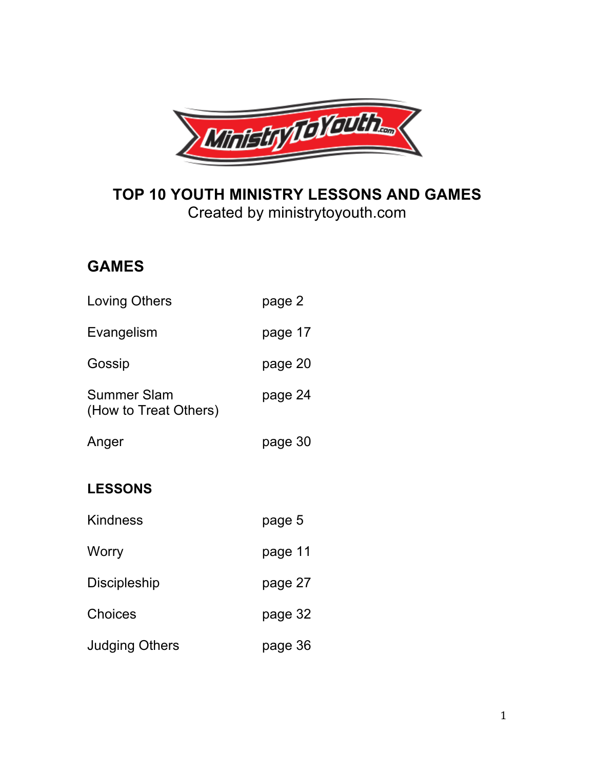# TOP 10 YOUTH MINISTRY LESSONS AND GAMES

Created by ministrytoyouth.com

## GAMES

| | |
|---|---|
| Loving Others | page 2 |
| Evangelism | page 17 |
| Gossip | page 20 |
| Summer Slam (How to Treat Others) | page 24 |
| Anger | page 30 |

## LESSONS

| | |
|---|---|
| Kindness | page 5 |
| Worry | page 11 |
| Discipleship | page 27 |
| Choices | page 32 |
| Judging Others | page 36 |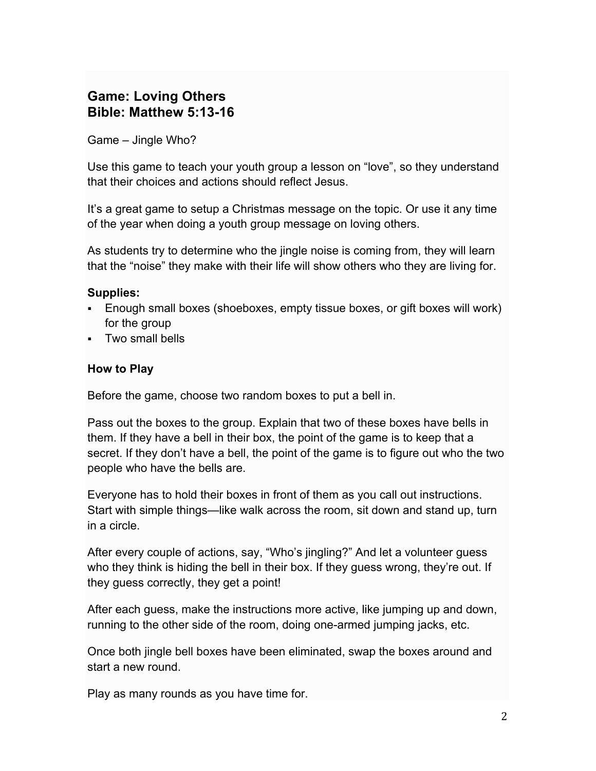## Game: Loving Others
## Bible: Matthew 5:13-16

Game – Jingle Who?

Use this game to teach your youth group a lesson on "love", so they understand that their choices and actions should reflect Jesus.

It's a great game to setup a Christmas message on the topic. Or use it any time of the year when doing a youth group message on loving others.

As students try to determine who the jingle noise is coming from, they will learn that the "noise" they make with their life will show others who they are living for.

**Supplies:**

- Enough small boxes (shoeboxes, empty tissue boxes, or gift boxes will work) for the group
- Two small bells

**How to Play**

Before the game, choose two random boxes to put a bell in.

Pass out the boxes to the group. Explain that two of these boxes have bells in them. If they have a bell in their box, the point of the game is to keep that a secret. If they don't have a bell, the point of the game is to figure out who the two people who have the bells are.

Everyone has to hold their boxes in front of them as you call out instructions. Start with simple things—like walk across the room, sit down and stand up, turn in a circle.

After every couple of actions, say, "Who's jingling?" And let a volunteer guess who they think is hiding the bell in their box. If they guess wrong, they're out. If they guess correctly, they get a point!

After each guess, make the instructions more active, like jumping up and down, running to the other side of the room, doing one-armed jumping jacks, etc.

Once both jingle bell boxes have been eliminated, swap the boxes around and start a new round.

Play as many rounds as you have time for.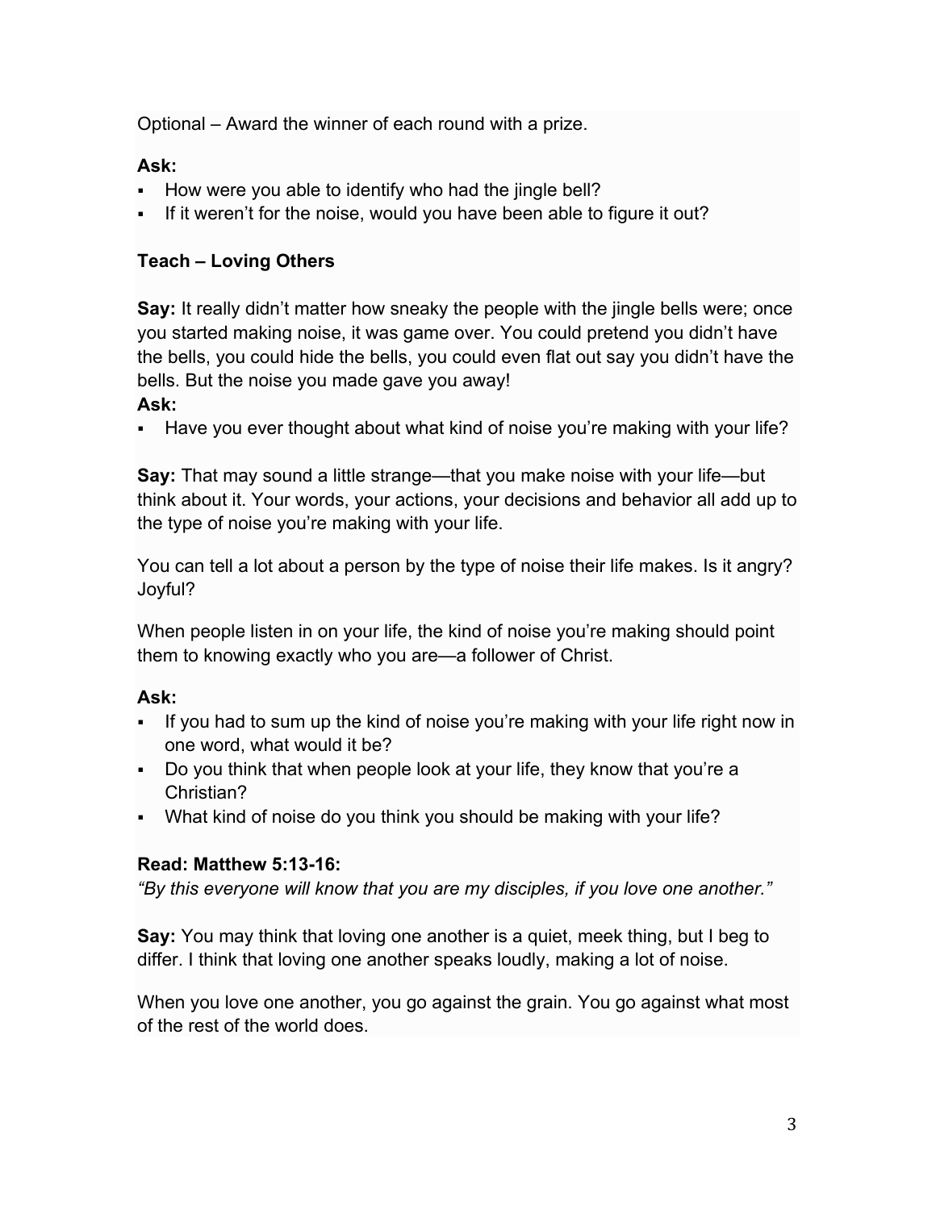Optional – Award the winner of each round with a prize.

**Ask:**

- How were you able to identify who had the jingle bell?
- If it weren't for the noise, would you have been able to figure it out?

**Teach – Loving Others**

**Say:** It really didn't matter how sneaky the people with the jingle bells were; once you started making noise, it was game over. You could pretend you didn't have the bells, you could hide the bells, you could even flat out say you didn't have the bells. But the noise you made gave you away!

**Ask:**

- Have you ever thought about what kind of noise you're making with your life?

**Say:** That may sound a little strange—that you make noise with your life—but think about it. Your words, your actions, your decisions and behavior all add up to the type of noise you're making with your life.

You can tell a lot about a person by the type of noise their life makes. Is it angry? Joyful?

When people listen in on your life, the kind of noise you're making should point them to knowing exactly who you are—a follower of Christ.

**Ask:**

- If you had to sum up the kind of noise you're making with your life right now in one word, what would it be?
- Do you think that when people look at your life, they know that you're a Christian?
- What kind of noise do you think you should be making with your life?

**Read: Matthew 5:13-16:**

*"By this everyone will know that you are my disciples, if you love one another."*

**Say:** You may think that loving one another is a quiet, meek thing, but I beg to differ. I think that loving one another speaks loudly, making a lot of noise.

When you love one another, you go against the grain. You go against what most of the rest of the world does.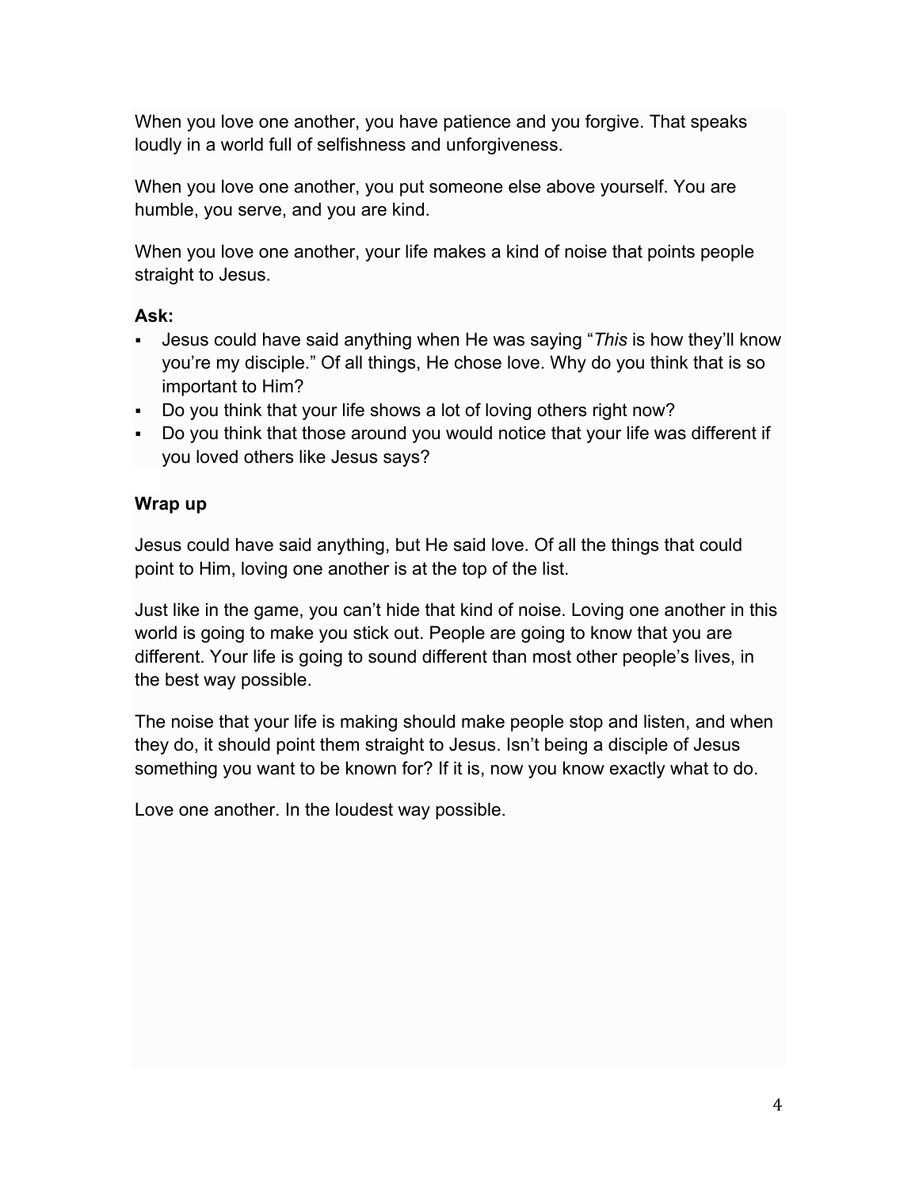When you love one another, you have patience and you forgive. That speaks loudly in a world full of selfishness and unforgiveness.

When you love one another, you put someone else above yourself. You are humble, you serve, and you are kind.

When you love one another, your life makes a kind of noise that points people straight to Jesus.

**Ask:**

- Jesus could have said anything when He was saying "*This* is how they'll know you're my disciple." Of all things, He chose love. Why do you think that is so important to Him?
- Do you think that your life shows a lot of loving others right now?
- Do you think that those around you would notice that your life was different if you loved others like Jesus says?

**Wrap up**

Jesus could have said anything, but He said love. Of all the things that could point to Him, loving one another is at the top of the list.

Just like in the game, you can't hide that kind of noise. Loving one another in this world is going to make you stick out. People are going to know that you are different. Your life is going to sound different than most other people's lives, in the best way possible.

The noise that your life is making should make people stop and listen, and when they do, it should point them straight to Jesus. Isn't being a disciple of Jesus something you want to be known for? If it is, now you know exactly what to do.

Love one another. In the loudest way possible.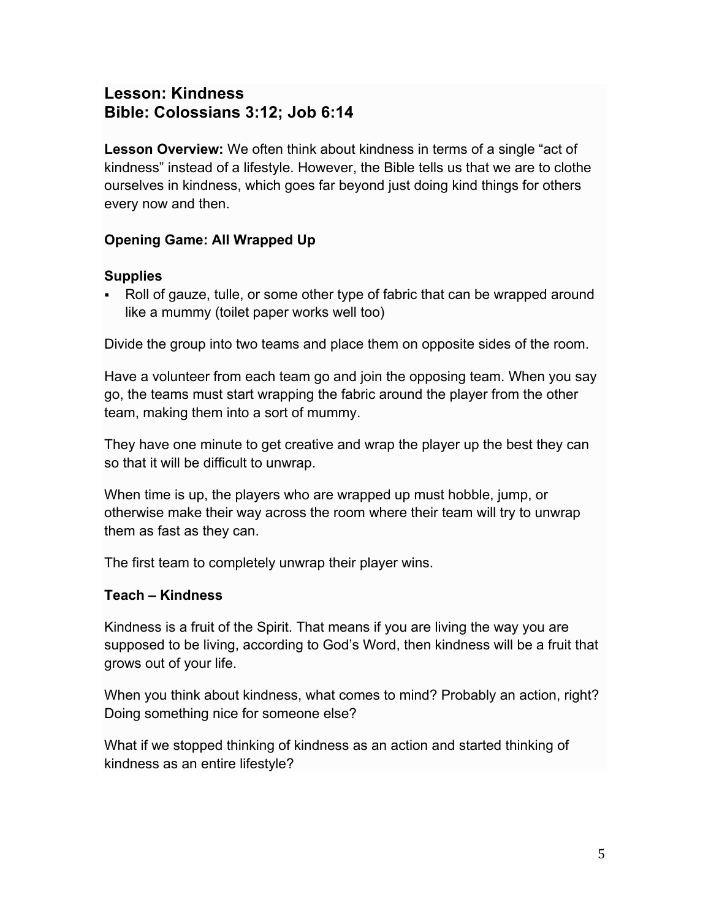# Lesson: Kindness
# Bible: Colossians 3:12; Job 6:14

**Lesson Overview:** We often think about kindness in terms of a single "act of kindness" instead of a lifestyle. However, the Bible tells us that we are to clothe ourselves in kindness, which goes far beyond just doing kind things for others every now and then.

**Opening Game: All Wrapped Up**

**Supplies**

- Roll of gauze, tulle, or some other type of fabric that can be wrapped around like a mummy (toilet paper works well too)

Divide the group into two teams and place them on opposite sides of the room.

Have a volunteer from each team go and join the opposing team. When you say go, the teams must start wrapping the fabric around the player from the other team, making them into a sort of mummy.

They have one minute to get creative and wrap the player up the best they can so that it will be difficult to unwrap.

When time is up, the players who are wrapped up must hobble, jump, or otherwise make their way across the room where their team will try to unwrap them as fast as they can.

The first team to completely unwrap their player wins.

**Teach – Kindness**

Kindness is a fruit of the Spirit. That means if you are living the way you are supposed to be living, according to God's Word, then kindness will be a fruit that grows out of your life.

When you think about kindness, what comes to mind? Probably an action, right? Doing something nice for someone else?

What if we stopped thinking of kindness as an action and started thinking of kindness as an entire lifestyle?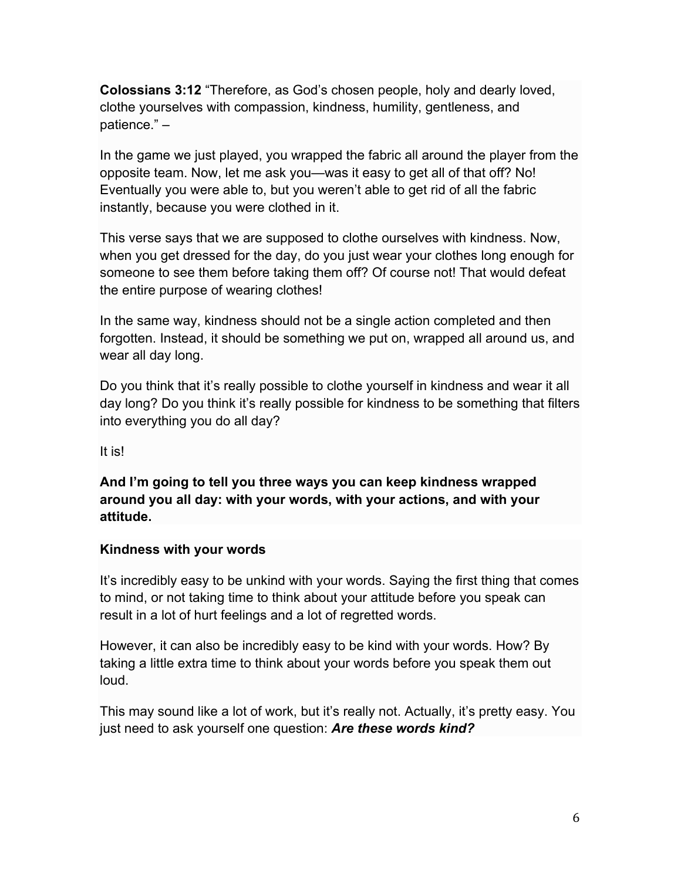**Colossians 3:12** “Therefore, as God’s chosen people, holy and dearly loved, clothe yourselves with compassion, kindness, humility, gentleness, and patience.” –

In the game we just played, you wrapped the fabric all around the player from the opposite team. Now, let me ask you—was it easy to get all of that off? No! Eventually you were able to, but you weren’t able to get rid of all the fabric instantly, because you were clothed in it.

This verse says that we are supposed to clothe ourselves with kindness. Now, when you get dressed for the day, do you just wear your clothes long enough for someone to see them before taking them off? Of course not! That would defeat the entire purpose of wearing clothes!

In the same way, kindness should not be a single action completed and then forgotten. Instead, it should be something we put on, wrapped all around us, and wear all day long.

Do you think that it’s really possible to clothe yourself in kindness and wear it all day long? Do you think it’s really possible for kindness to be something that filters into everything you do all day?

It is!

**And I’m going to tell you three ways you can keep kindness wrapped around you all day: with your words, with your actions, and with your attitude.**

**Kindness with your words**

It’s incredibly easy to be unkind with your words. Saying the first thing that comes to mind, or not taking time to think about your attitude before you speak can result in a lot of hurt feelings and a lot of regretted words.

However, it can also be incredibly easy to be kind with your words. How? By taking a little extra time to think about your words before you speak them out loud.

This may sound like a lot of work, but it’s really not. Actually, it’s pretty easy. You just need to ask yourself one question: ***Are these words kind?***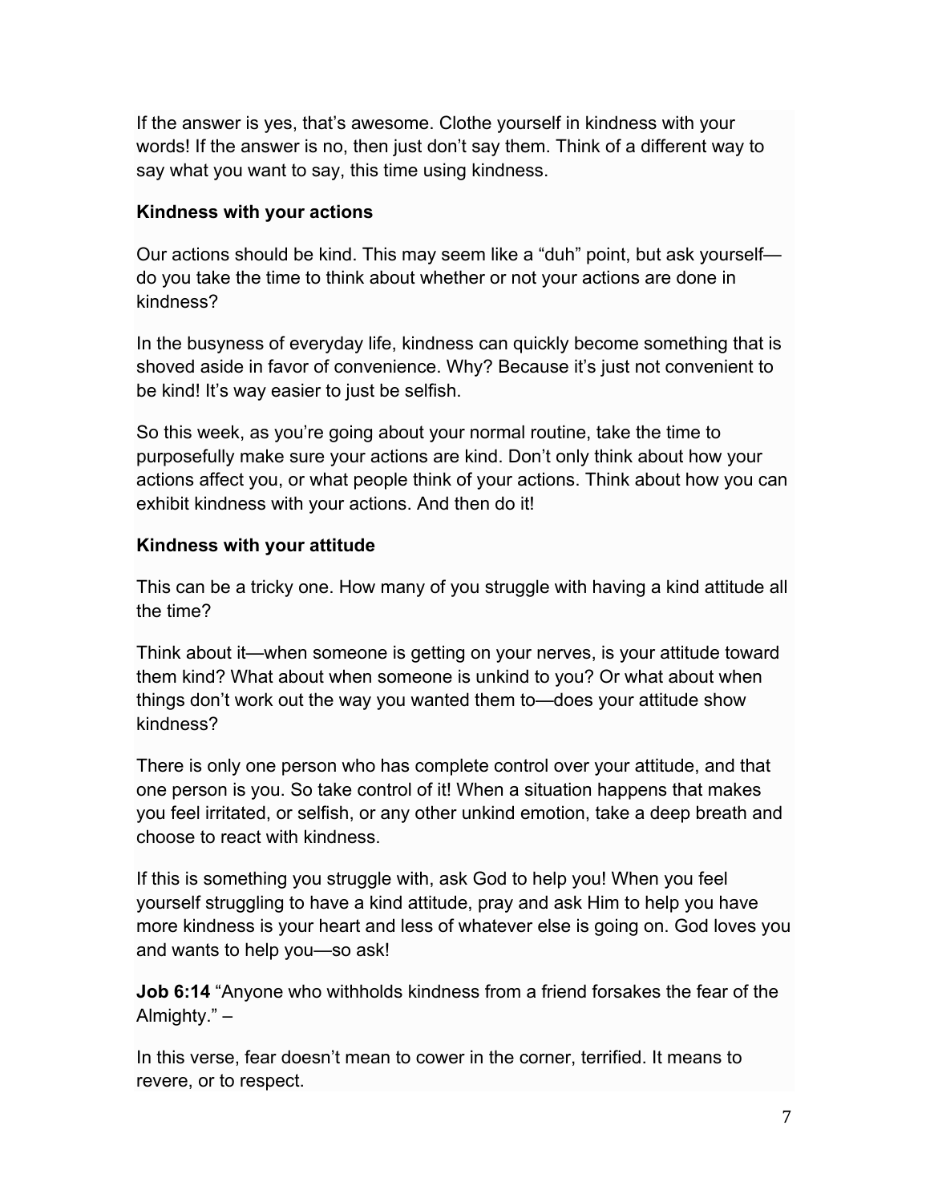If the answer is yes, that's awesome. Clothe yourself in kindness with your words! If the answer is no, then just don't say them. Think of a different way to say what you want to say, this time using kindness.

**Kindness with your actions**

Our actions should be kind. This may seem like a "duh" point, but ask yourself—do you take the time to think about whether or not your actions are done in kindness?

In the busyness of everyday life, kindness can quickly become something that is shoved aside in favor of convenience. Why? Because it's just not convenient to be kind! It's way easier to just be selfish.

So this week, as you're going about your normal routine, take the time to purposefully make sure your actions are kind. Don't only think about how your actions affect you, or what people think of your actions. Think about how you can exhibit kindness with your actions. And then do it!

**Kindness with your attitude**

This can be a tricky one. How many of you struggle with having a kind attitude all the time?

Think about it—when someone is getting on your nerves, is your attitude toward them kind? What about when someone is unkind to you? Or what about when things don't work out the way you wanted them to—does your attitude show kindness?

There is only one person who has complete control over your attitude, and that one person is you. So take control of it! When a situation happens that makes you feel irritated, or selfish, or any other unkind emotion, take a deep breath and choose to react with kindness.

If this is something you struggle with, ask God to help you! When you feel yourself struggling to have a kind attitude, pray and ask Him to help you have more kindness is your heart and less of whatever else is going on. God loves you and wants to help you—so ask!

**Job 6:14** "Anyone who withholds kindness from a friend forsakes the fear of the Almighty." –

In this verse, fear doesn't mean to cower in the corner, terrified. It means to revere, or to respect.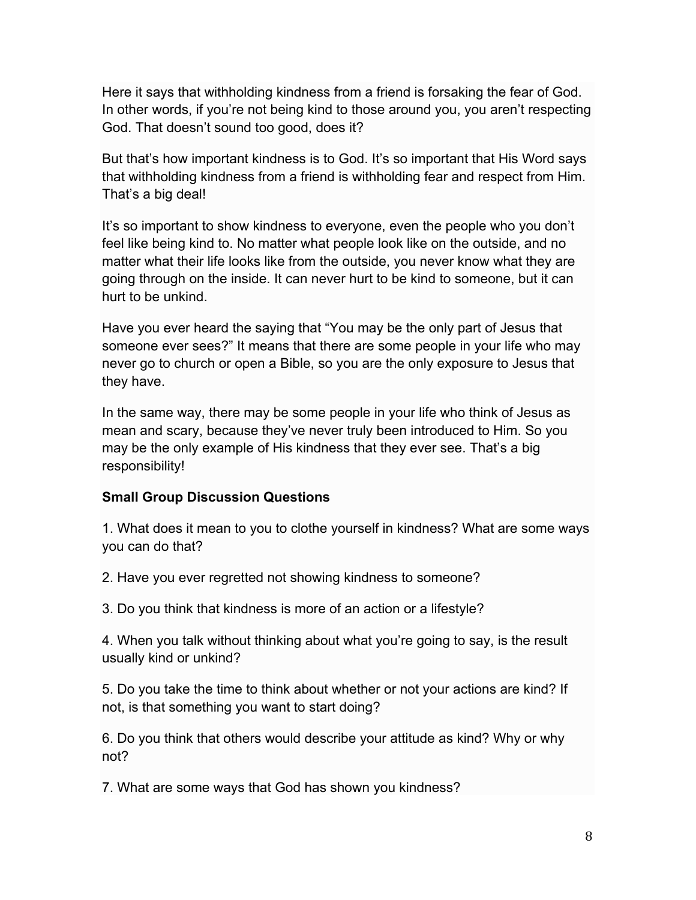Here it says that withholding kindness from a friend is forsaking the fear of God. In other words, if you're not being kind to those around you, you aren't respecting God. That doesn't sound too good, does it?

But that's how important kindness is to God. It's so important that His Word says that withholding kindness from a friend is withholding fear and respect from Him. That's a big deal!

It's so important to show kindness to everyone, even the people who you don't feel like being kind to. No matter what people look like on the outside, and no matter what their life looks like from the outside, you never know what they are going through on the inside. It can never hurt to be kind to someone, but it can hurt to be unkind.

Have you ever heard the saying that "You may be the only part of Jesus that someone ever sees?" It means that there are some people in your life who may never go to church or open a Bible, so you are the only exposure to Jesus that they have.

In the same way, there may be some people in your life who think of Jesus as mean and scary, because they've never truly been introduced to Him. So you may be the only example of His kindness that they ever see. That's a big responsibility!

**Small Group Discussion Questions**

1. What does it mean to you to clothe yourself in kindness? What are some ways you can do that?

2. Have you ever regretted not showing kindness to someone?

3. Do you think that kindness is more of an action or a lifestyle?

4. When you talk without thinking about what you're going to say, is the result usually kind or unkind?

5. Do you take the time to think about whether or not your actions are kind? If not, is that something you want to start doing?

6. Do you think that others would describe your attitude as kind? Why or why not?

7. What are some ways that God has shown you kindness?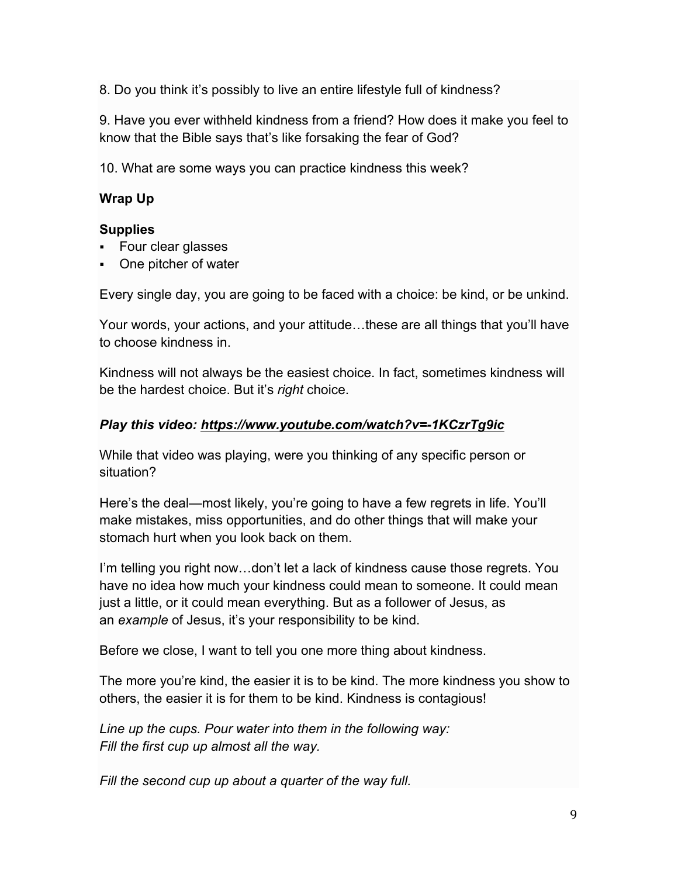8. Do you think it's possibly to live an entire lifestyle full of kindness?

9. Have you ever withheld kindness from a friend? How does it make you feel to know that the Bible says that's like forsaking the fear of God?

10. What are some ways you can practice kindness this week?

**Wrap Up**

**Supplies**

- Four clear glasses
- One pitcher of water

Every single day, you are going to be faced with a choice: be kind, or be unkind.

Your words, your actions, and your attitude…these are all things that you'll have to choose kindness in.

Kindness will not always be the easiest choice. In fact, sometimes kindness will be the hardest choice. But it's *right* choice.

***Play this video: https://www.youtube.com/watch?v=-1KCzrTg9ic***

While that video was playing, were you thinking of any specific person or situation?

Here's the deal—most likely, you're going to have a few regrets in life. You'll make mistakes, miss opportunities, and do other things that will make your stomach hurt when you look back on them.

I'm telling you right now…don't let a lack of kindness cause those regrets. You have no idea how much your kindness could mean to someone. It could mean just a little, or it could mean everything. But as a follower of Jesus, as an *example* of Jesus, it's your responsibility to be kind.

Before we close, I want to tell you one more thing about kindness.

The more you're kind, the easier it is to be kind. The more kindness you show to others, the easier it is for them to be kind. Kindness is contagious!

*Line up the cups. Pour water into them in the following way:*
*Fill the first cup up almost all the way.*

*Fill the second cup up about a quarter of the way full.*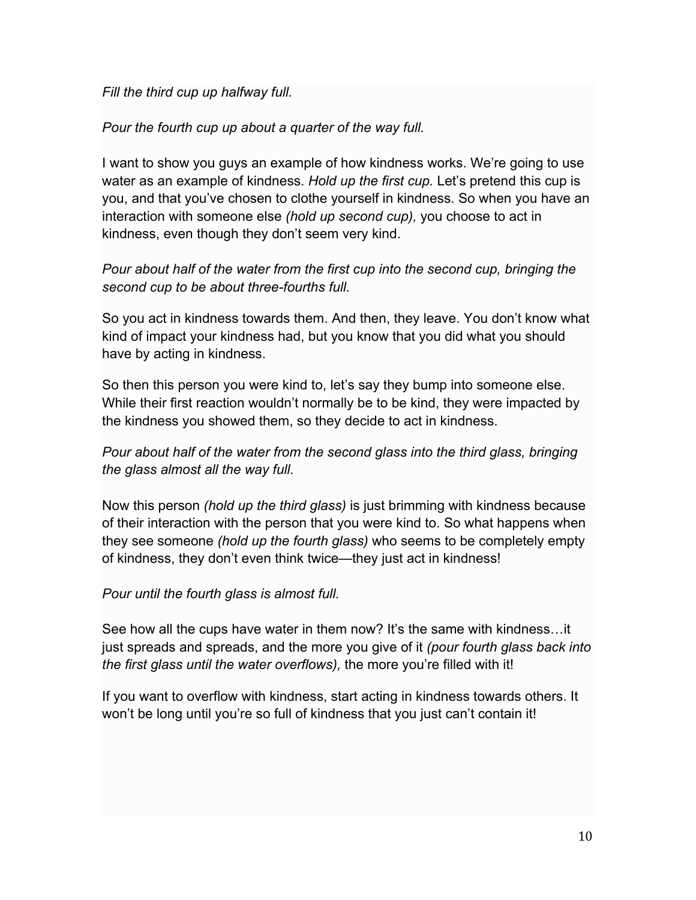*Fill the third cup up halfway full.*

*Pour the fourth cup up about a quarter of the way full.*

I want to show you guys an example of how kindness works. We're going to use water as an example of kindness. *Hold up the first cup.* Let's pretend this cup is you, and that you've chosen to clothe yourself in kindness. So when you have an interaction with someone else *(hold up second cup),* you choose to act in kindness, even though they don't seem very kind.

*Pour about half of the water from the first cup into the second cup, bringing the second cup to be about three-fourths full.*

So you act in kindness towards them. And then, they leave. You don't know what kind of impact your kindness had, but you know that you did what you should have by acting in kindness.

So then this person you were kind to, let's say they bump into someone else. While their first reaction wouldn't normally be to be kind, they were impacted by the kindness you showed them, so they decide to act in kindness.

*Pour about half of the water from the second glass into the third glass, bringing the glass almost all the way full.*

Now this person *(hold up the third glass)* is just brimming with kindness because of their interaction with the person that you were kind to. So what happens when they see someone *(hold up the fourth glass)* who seems to be completely empty of kindness, they don't even think twice—they just act in kindness!

*Pour until the fourth glass is almost full.*

See how all the cups have water in them now? It's the same with kindness…it just spreads and spreads, and the more you give of it *(pour fourth glass back into the first glass until the water overflows),* the more you're filled with it!

If you want to overflow with kindness, start acting in kindness towards others. It won't be long until you're so full of kindness that you just can't contain it!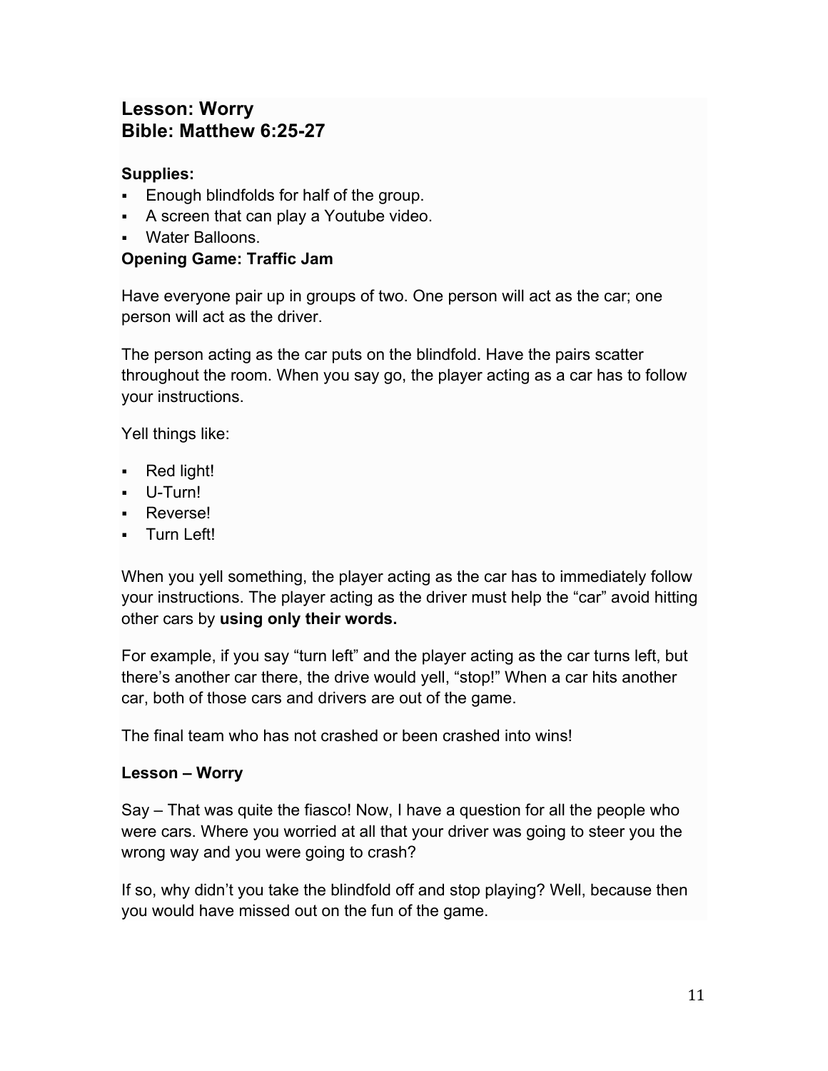## Lesson: Worry
## Bible: Matthew 6:25-27

**Supplies:**

- Enough blindfolds for half of the group.
- A screen that can play a Youtube video.
- Water Balloons.

**Opening Game: Traffic Jam**

Have everyone pair up in groups of two. One person will act as the car; one person will act as the driver.

The person acting as the car puts on the blindfold. Have the pairs scatter throughout the room. When you say go, the player acting as a car has to follow your instructions.

Yell things like:

- Red light!
- U-Turn!
- Reverse!
- Turn Left!

When you yell something, the player acting as the car has to immediately follow your instructions. The player acting as the driver must help the "car" avoid hitting other cars by **using only their words.**

For example, if you say "turn left" and the player acting as the car turns left, but there's another car there, the drive would yell, "stop!" When a car hits another car, both of those cars and drivers are out of the game.

The final team who has not crashed or been crashed into wins!

**Lesson – Worry**

Say – That was quite the fiasco! Now, I have a question for all the people who were cars. Where you worried at all that your driver was going to steer you the wrong way and you were going to crash?

If so, why didn't you take the blindfold off and stop playing? Well, because then you would have missed out on the fun of the game.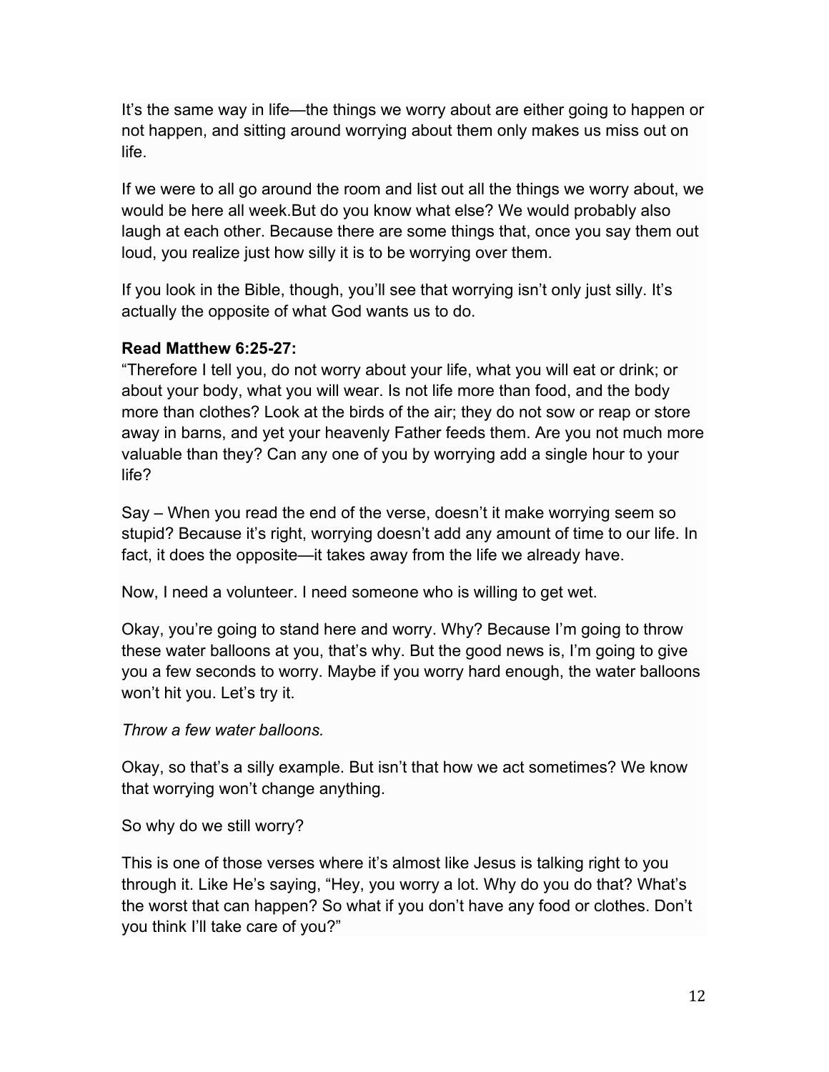It's the same way in life—the things we worry about are either going to happen or not happen, and sitting around worrying about them only makes us miss out on life.

If we were to all go around the room and list out all the things we worry about, we would be here all week.But do you know what else? We would probably also laugh at each other. Because there are some things that, once you say them out loud, you realize just how silly it is to be worrying over them.

If you look in the Bible, though, you'll see that worrying isn't only just silly. It's actually the opposite of what God wants us to do.

**Read Matthew 6:25-27:**
"Therefore I tell you, do not worry about your life, what you will eat or drink; or about your body, what you will wear. Is not life more than food, and the body more than clothes? Look at the birds of the air; they do not sow or reap or store away in barns, and yet your heavenly Father feeds them. Are you not much more valuable than they? Can any one of you by worrying add a single hour to your life?

Say – When you read the end of the verse, doesn't it make worrying seem so stupid? Because it's right, worrying doesn't add any amount of time to our life. In fact, it does the opposite—it takes away from the life we already have.

Now, I need a volunteer. I need someone who is willing to get wet.

Okay, you're going to stand here and worry. Why? Because I'm going to throw these water balloons at you, that's why. But the good news is, I'm going to give you a few seconds to worry. Maybe if you worry hard enough, the water balloons won't hit you. Let's try it.

*Throw a few water balloons.*

Okay, so that's a silly example. But isn't that how we act sometimes? We know that worrying won't change anything.

So why do we still worry?

This is one of those verses where it's almost like Jesus is talking right to you through it. Like He's saying, "Hey, you worry a lot. Why do you do that? What's the worst that can happen? So what if you don't have any food or clothes. Don't you think I'll take care of you?"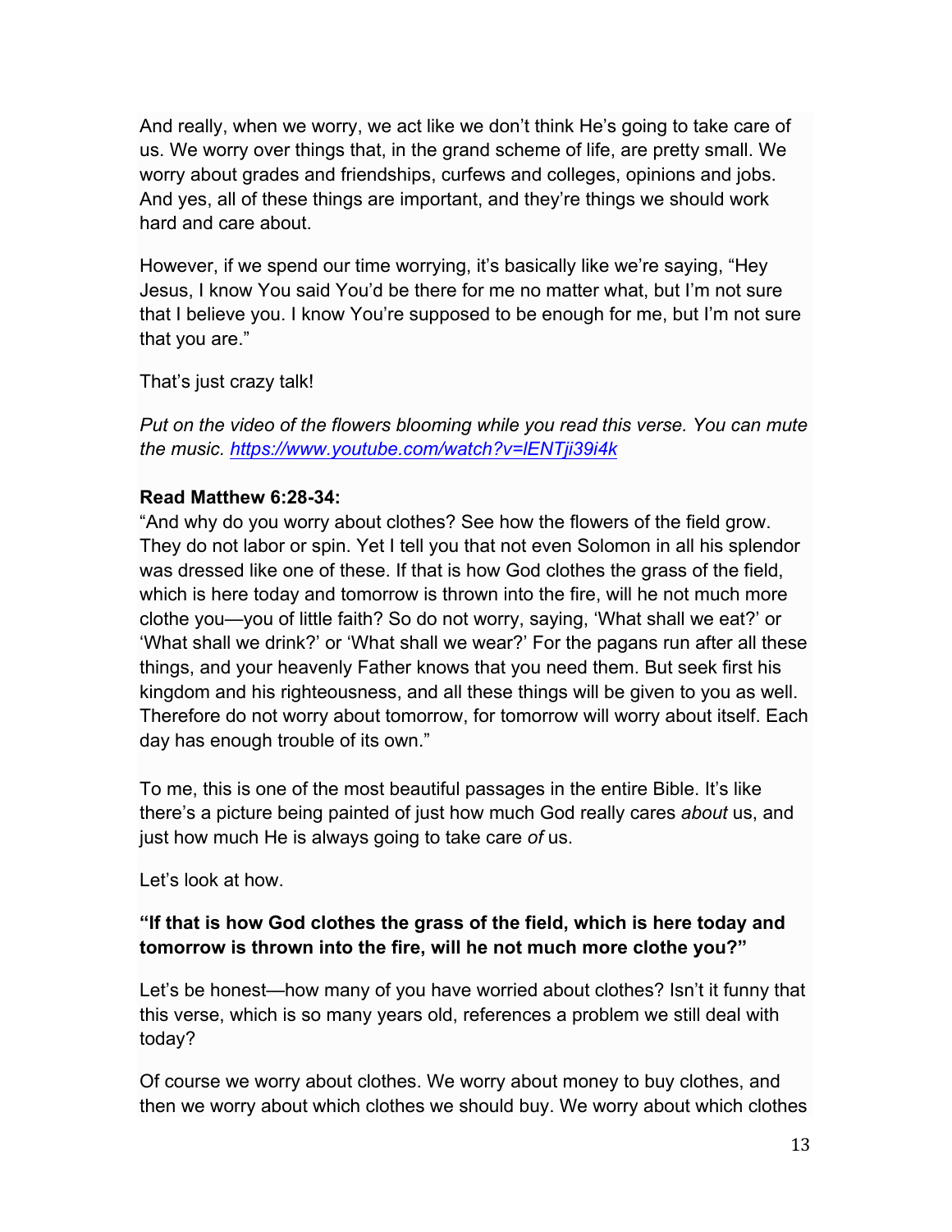And really, when we worry, we act like we don't think He's going to take care of us. We worry over things that, in the grand scheme of life, are pretty small. We worry about grades and friendships, curfews and colleges, opinions and jobs. And yes, all of these things are important, and they're things we should work hard and care about.

However, if we spend our time worrying, it's basically like we're saying, "Hey Jesus, I know You said You'd be there for me no matter what, but I'm not sure that I believe you. I know You're supposed to be enough for me, but I'm not sure that you are."

That's just crazy talk!

*Put on the video of the flowers blooming while you read this verse. You can mute the music. [https://www.youtube.com/watch?v=lENTji39i4k](https://www.youtube.com/watch?v=lENTji39i4k)*

**Read Matthew 6:28-34:**
"And why do you worry about clothes? See how the flowers of the field grow. They do not labor or spin. Yet I tell you that not even Solomon in all his splendor was dressed like one of these. If that is how God clothes the grass of the field, which is here today and tomorrow is thrown into the fire, will he not much more clothe you—you of little faith? So do not worry, saying, 'What shall we eat?' or 'What shall we drink?' or 'What shall we wear?' For the pagans run after all these things, and your heavenly Father knows that you need them. But seek first his kingdom and his righteousness, and all these things will be given to you as well. Therefore do not worry about tomorrow, for tomorrow will worry about itself. Each day has enough trouble of its own."

To me, this is one of the most beautiful passages in the entire Bible. It's like there's a picture being painted of just how much God really cares *about* us, and just how much He is always going to take care *of* us.

Let's look at how.

**"If that is how God clothes the grass of the field, which is here today and tomorrow is thrown into the fire, will he not much more clothe you?"**

Let's be honest—how many of you have worried about clothes? Isn't it funny that this verse, which is so many years old, references a problem we still deal with today?

Of course we worry about clothes. We worry about money to buy clothes, and then we worry about which clothes we should buy. We worry about which clothes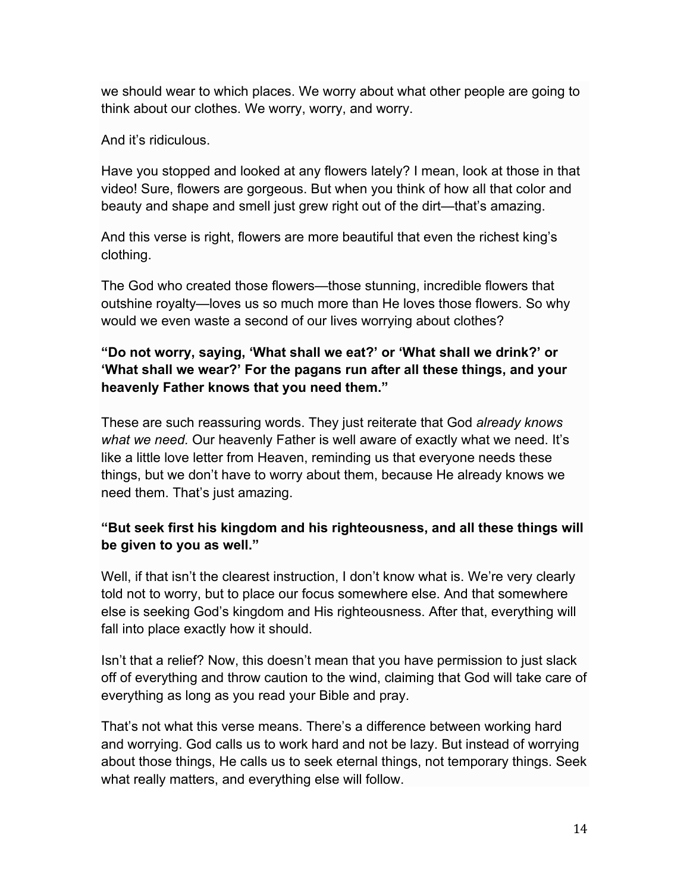we should wear to which places. We worry about what other people are going to think about our clothes. We worry, worry, and worry.

And it's ridiculous.

Have you stopped and looked at any flowers lately? I mean, look at those in that video! Sure, flowers are gorgeous. But when you think of how all that color and beauty and shape and smell just grew right out of the dirt—that's amazing.

And this verse is right, flowers are more beautiful that even the richest king's clothing.

The God who created those flowers—those stunning, incredible flowers that outshine royalty—loves us so much more than He loves those flowers. So why would we even waste a second of our lives worrying about clothes?

**"Do not worry, saying, 'What shall we eat?' or 'What shall we drink?' or 'What shall we wear?' For the pagans run after all these things, and your heavenly Father knows that you need them."**

These are such reassuring words. They just reiterate that God *already knows what we need.* Our heavenly Father is well aware of exactly what we need. It's like a little love letter from Heaven, reminding us that everyone needs these things, but we don't have to worry about them, because He already knows we need them. That's just amazing.

**"But seek first his kingdom and his righteousness, and all these things will be given to you as well."**

Well, if that isn't the clearest instruction, I don't know what is. We're very clearly told not to worry, but to place our focus somewhere else. And that somewhere else is seeking God's kingdom and His righteousness. After that, everything will fall into place exactly how it should.

Isn't that a relief? Now, this doesn't mean that you have permission to just slack off of everything and throw caution to the wind, claiming that God will take care of everything as long as you read your Bible and pray.

That's not what this verse means. There's a difference between working hard and worrying. God calls us to work hard and not be lazy. But instead of worrying about those things, He calls us to seek eternal things, not temporary things. Seek what really matters, and everything else will follow.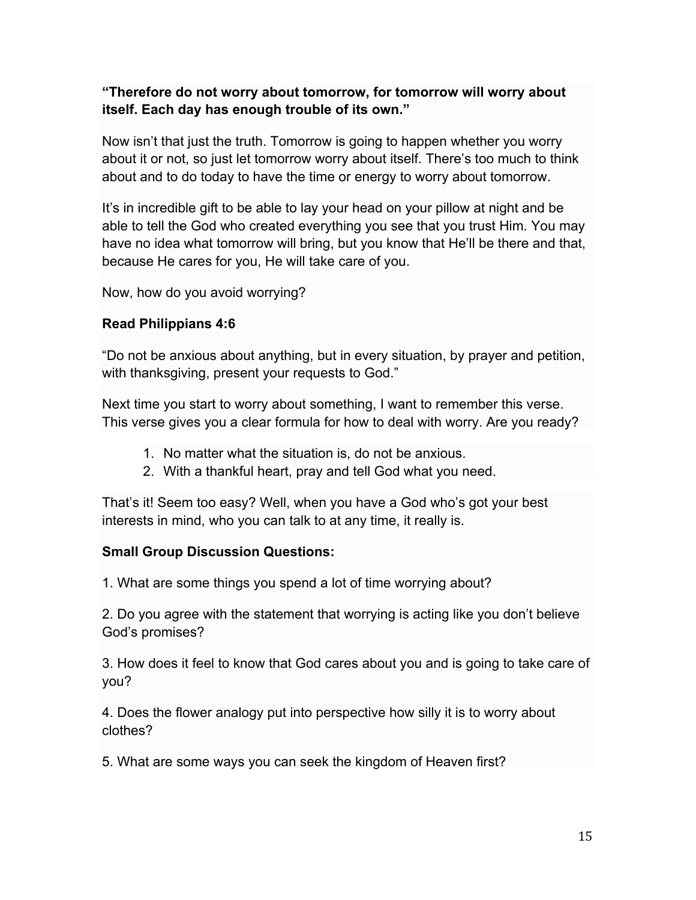**“Therefore do not worry about tomorrow, for tomorrow will worry about itself. Each day has enough trouble of its own.”**

Now isn’t that just the truth. Tomorrow is going to happen whether you worry about it or not, so just let tomorrow worry about itself. There’s too much to think about and to do today to have the time or energy to worry about tomorrow.

It’s in incredible gift to be able to lay your head on your pillow at night and be able to tell the God who created everything you see that you trust Him. You may have no idea what tomorrow will bring, but you know that He’ll be there and that, because He cares for you, He will take care of you.

Now, how do you avoid worrying?

**Read Philippians 4:6**

“Do not be anxious about anything, but in every situation, by prayer and petition, with thanksgiving, present your requests to God.”

Next time you start to worry about something, I want to remember this verse. This verse gives you a clear formula for how to deal with worry. Are you ready?

1. No matter what the situation is, do not be anxious.
2. With a thankful heart, pray and tell God what you need.

That’s it! Seem too easy? Well, when you have a God who’s got your best interests in mind, who you can talk to at any time, it really is.

**Small Group Discussion Questions:**

1. What are some things you spend a lot of time worrying about?

2. Do you agree with the statement that worrying is acting like you don’t believe God’s promises?

3. How does it feel to know that God cares about you and is going to take care of you?

4. Does the flower analogy put into perspective how silly it is to worry about clothes?

5. What are some ways you can seek the kingdom of Heaven first?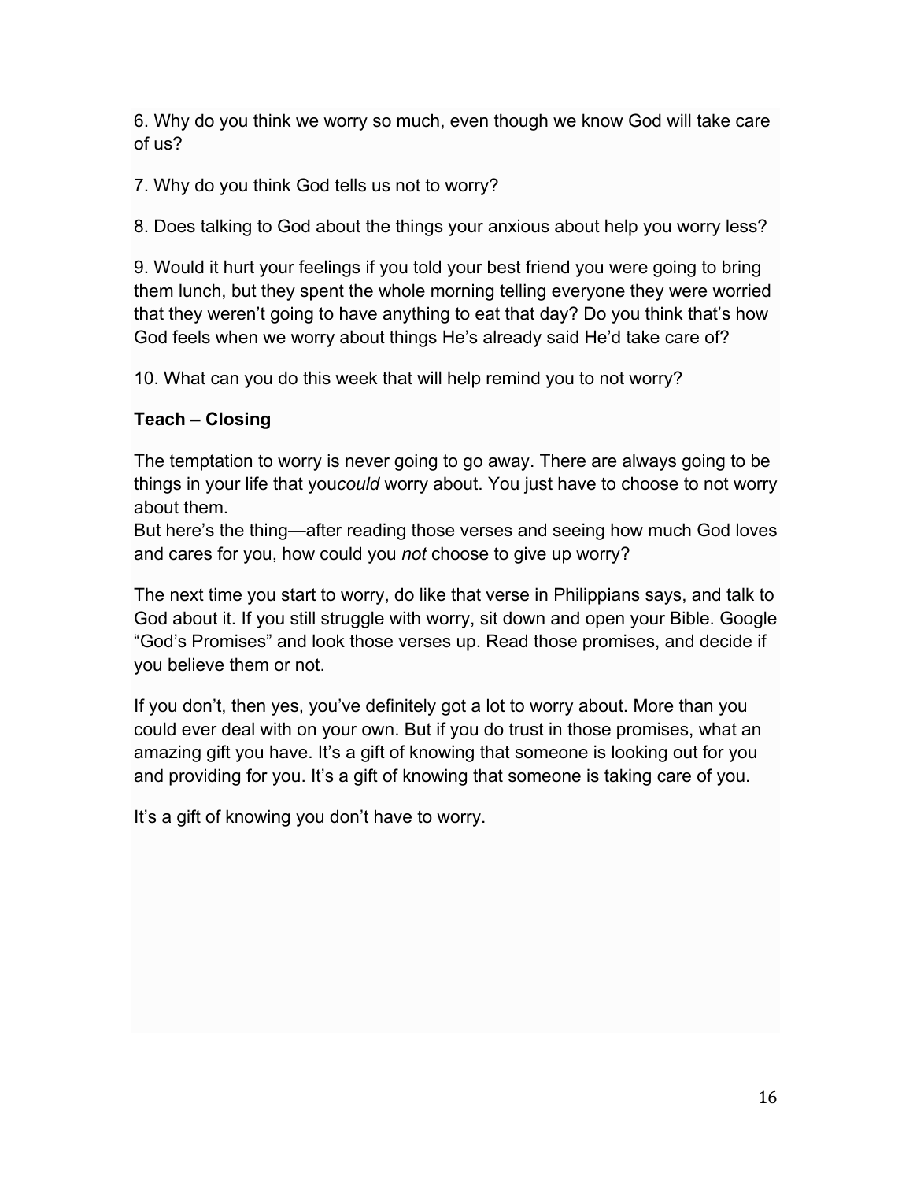6. Why do you think we worry so much, even though we know God will take care of us?

7. Why do you think God tells us not to worry?

8. Does talking to God about the things your anxious about help you worry less?

9. Would it hurt your feelings if you told your best friend you were going to bring them lunch, but they spent the whole morning telling everyone they were worried that they weren't going to have anything to eat that day? Do you think that's how God feels when we worry about things He's already said He'd take care of?

10. What can you do this week that will help remind you to not worry?

**Teach – Closing**

The temptation to worry is never going to go away. There are always going to be things in your life that you*could* worry about. You just have to choose to not worry about them.
But here's the thing—after reading those verses and seeing how much God loves and cares for you, how could you *not* choose to give up worry?

The next time you start to worry, do like that verse in Philippians says, and talk to God about it. If you still struggle with worry, sit down and open your Bible. Google "God's Promises" and look those verses up. Read those promises, and decide if you believe them or not.

If you don't, then yes, you've definitely got a lot to worry about. More than you could ever deal with on your own. But if you do trust in those promises, what an amazing gift you have. It's a gift of knowing that someone is looking out for you and providing for you. It's a gift of knowing that someone is taking care of you.

It's a gift of knowing you don't have to worry.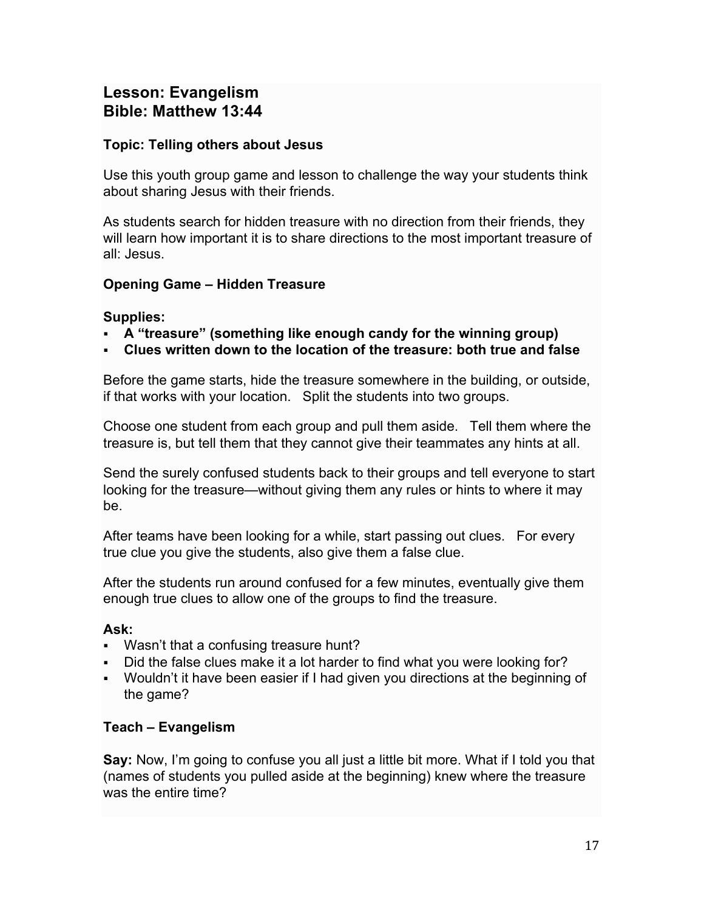## Lesson: Evangelism
## Bible: Matthew 13:44

### Topic: Telling others about Jesus

Use this youth group game and lesson to challenge the way your students think about sharing Jesus with their friends.

As students search for hidden treasure with no direction from their friends, they will learn how important it is to share directions to the most important treasure of all: Jesus.

### Opening Game – Hidden Treasure

**Supplies:**

- **A "treasure" (something like enough candy for the winning group)**
- **Clues written down to the location of the treasure: both true and false**

Before the game starts, hide the treasure somewhere in the building, or outside, if that works with your location. Split the students into two groups.

Choose one student from each group and pull them aside. Tell them where the treasure is, but tell them that they cannot give their teammates any hints at all.

Send the surely confused students back to their groups and tell everyone to start looking for the treasure—without giving them any rules or hints to where it may be.

After teams have been looking for a while, start passing out clues. For every true clue you give the students, also give them a false clue.

After the students run around confused for a few minutes, eventually give them enough true clues to allow one of the groups to find the treasure.

**Ask:**

- Wasn't that a confusing treasure hunt?
- Did the false clues make it a lot harder to find what you were looking for?
- Wouldn't it have been easier if I had given you directions at the beginning of the game?

### Teach – Evangelism

**Say:** Now, I'm going to confuse you all just a little bit more. What if I told you that (names of students you pulled aside at the beginning) knew where the treasure was the entire time?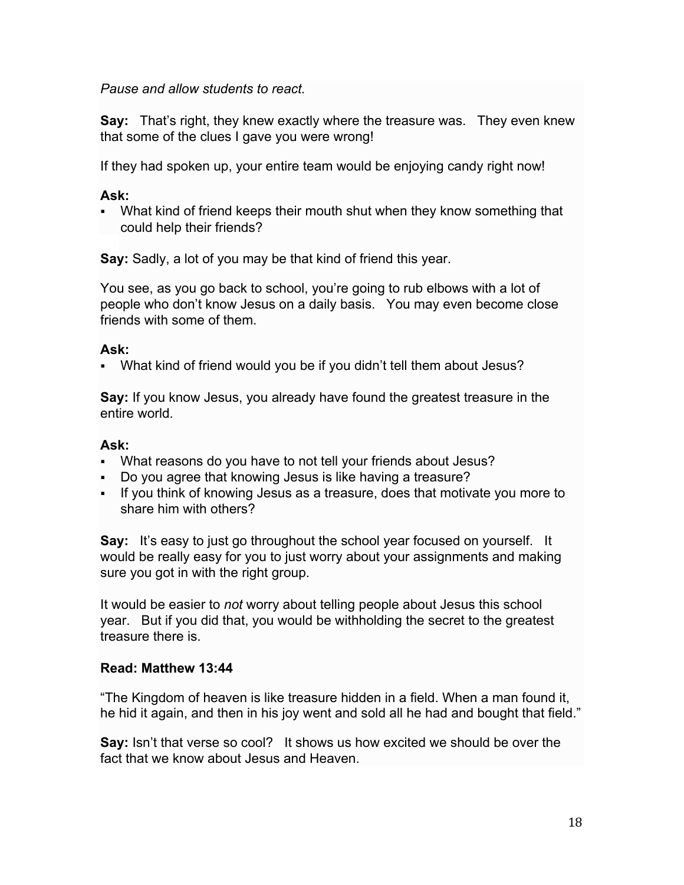*Pause and allow students to react.*

**Say:** That's right, they knew exactly where the treasure was. They even knew that some of the clues I gave you were wrong!

If they had spoken up, your entire team would be enjoying candy right now!

**Ask:**

- What kind of friend keeps their mouth shut when they know something that could help their friends?

**Say:** Sadly, a lot of you may be that kind of friend this year.

You see, as you go back to school, you're going to rub elbows with a lot of people who don't know Jesus on a daily basis. You may even become close friends with some of them.

**Ask:**

- What kind of friend would you be if you didn't tell them about Jesus?

**Say:** If you know Jesus, you already have found the greatest treasure in the entire world.

**Ask:**

- What reasons do you have to not tell your friends about Jesus?
- Do you agree that knowing Jesus is like having a treasure?
- If you think of knowing Jesus as a treasure, does that motivate you more to share him with others?

**Say:** It's easy to just go throughout the school year focused on yourself. It would be really easy for you to just worry about your assignments and making sure you got in with the right group.

It would be easier to *not* worry about telling people about Jesus this school year. But if you did that, you would be withholding the secret to the greatest treasure there is.

**Read: Matthew 13:44**

"The Kingdom of heaven is like treasure hidden in a field. When a man found it, he hid it again, and then in his joy went and sold all he had and bought that field."

**Say:** Isn't that verse so cool? It shows us how excited we should be over the fact that we know about Jesus and Heaven.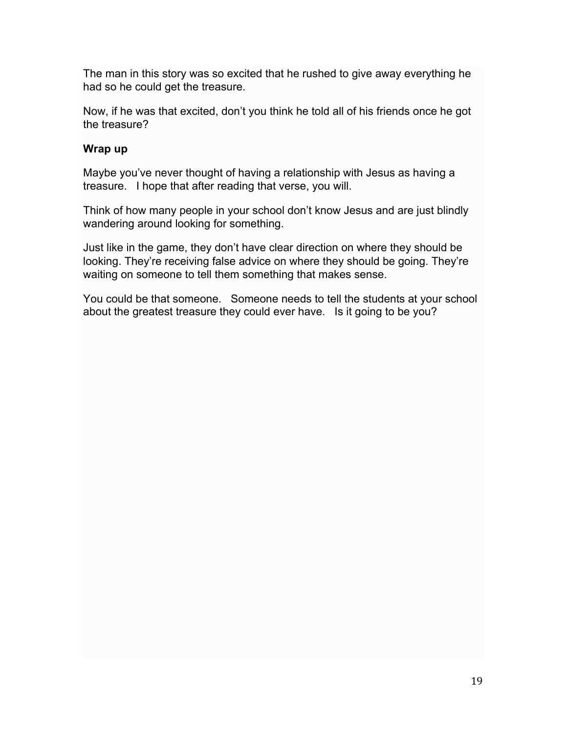The man in this story was so excited that he rushed to give away everything he had so he could get the treasure.

Now, if he was that excited, don't you think he told all of his friends once he got the treasure?

**Wrap up**

Maybe you've never thought of having a relationship with Jesus as having a treasure. I hope that after reading that verse, you will.

Think of how many people in your school don't know Jesus and are just blindly wandering around looking for something.

Just like in the game, they don't have clear direction on where they should be looking. They're receiving false advice on where they should be going. They're waiting on someone to tell them something that makes sense.

You could be that someone. Someone needs to tell the students at your school about the greatest treasure they could ever have. Is it going to be you?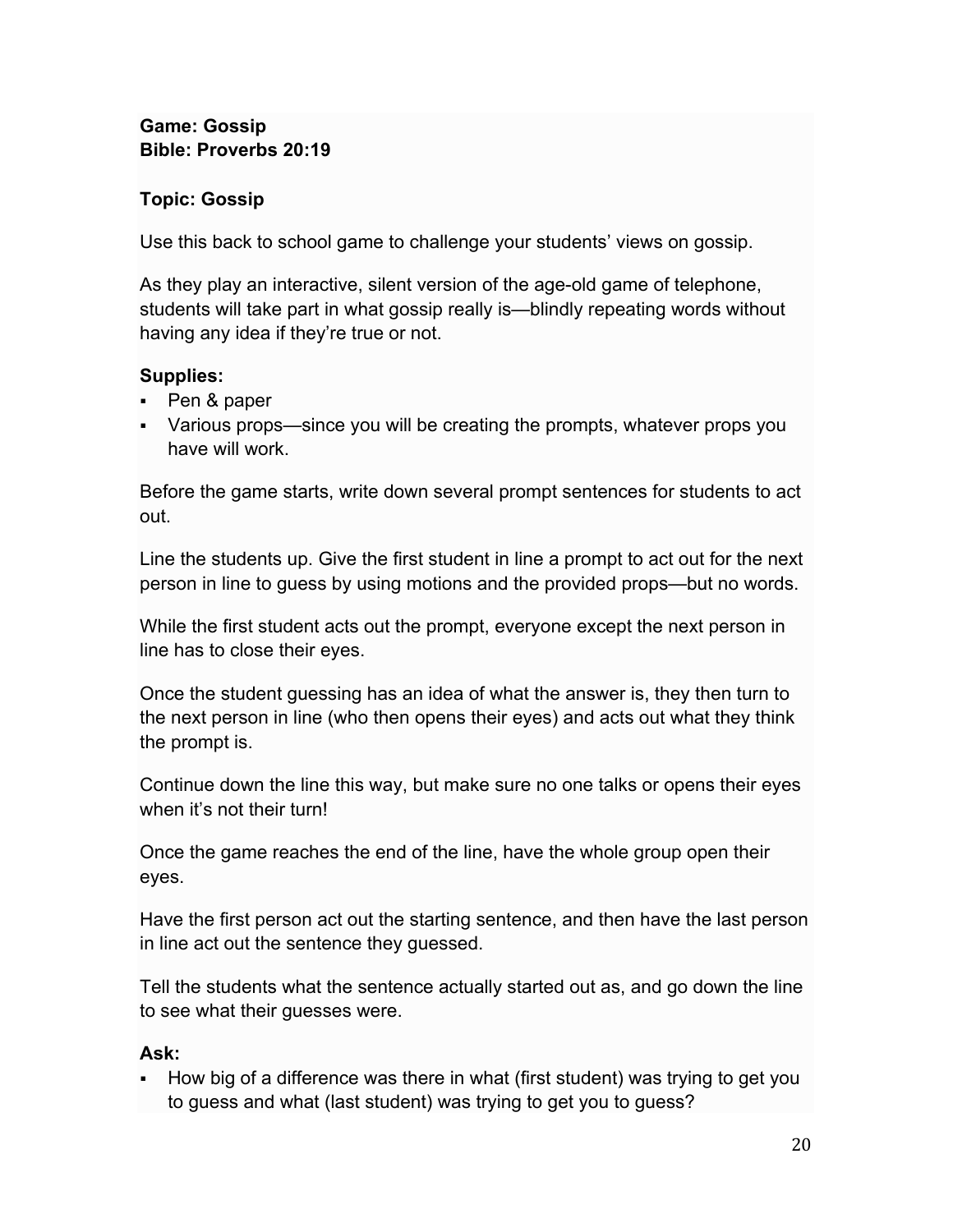**Game: Gossip**
**Bible: Proverbs 20:19**

**Topic: Gossip**

Use this back to school game to challenge your students' views on gossip.

As they play an interactive, silent version of the age-old game of telephone, students will take part in what gossip really is—blindly repeating words without having any idea if they're true or not.

**Supplies:**

- Pen & paper
- Various props—since you will be creating the prompts, whatever props you have will work.

Before the game starts, write down several prompt sentences for students to act out.

Line the students up. Give the first student in line a prompt to act out for the next person in line to guess by using motions and the provided props—but no words.

While the first student acts out the prompt, everyone except the next person in line has to close their eyes.

Once the student guessing has an idea of what the answer is, they then turn to the next person in line (who then opens their eyes) and acts out what they think the prompt is.

Continue down the line this way, but make sure no one talks or opens their eyes when it's not their turn!

Once the game reaches the end of the line, have the whole group open their eyes.

Have the first person act out the starting sentence, and then have the last person in line act out the sentence they guessed.

Tell the students what the sentence actually started out as, and go down the line to see what their guesses were.

**Ask:**

- How big of a difference was there in what (first student) was trying to get you to guess and what (last student) was trying to get you to guess?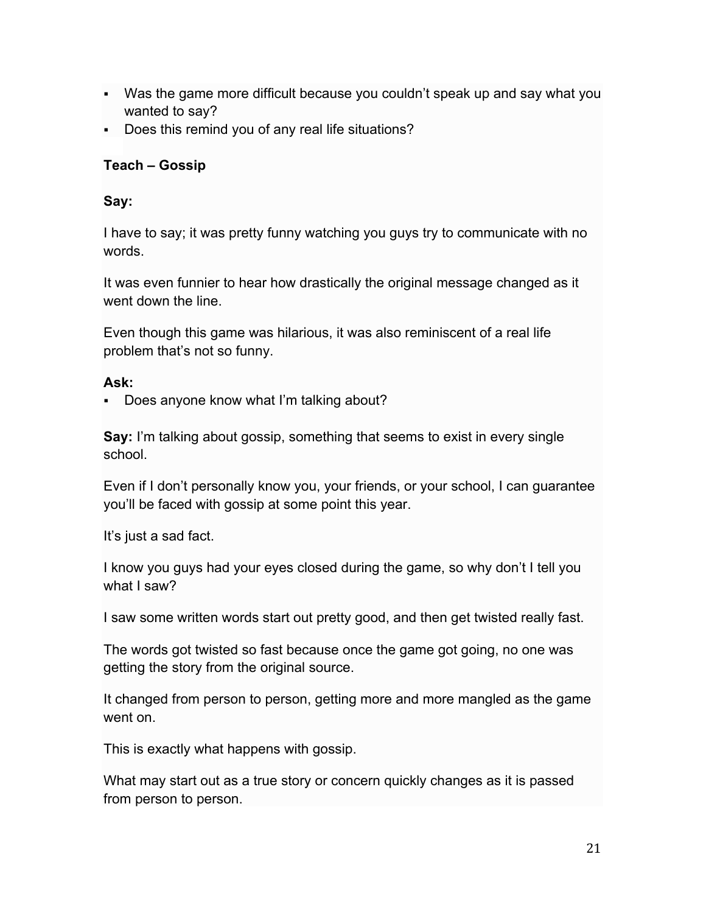- Was the game more difficult because you couldn't speak up and say what you wanted to say?
- Does this remind you of any real life situations?

**Teach – Gossip**

**Say:**

I have to say; it was pretty funny watching you guys try to communicate with no words.

It was even funnier to hear how drastically the original message changed as it went down the line.

Even though this game was hilarious, it was also reminiscent of a real life problem that's not so funny.

**Ask:**

- Does anyone know what I'm talking about?

**Say:** I'm talking about gossip, something that seems to exist in every single school.

Even if I don't personally know you, your friends, or your school, I can guarantee you'll be faced with gossip at some point this year.

It's just a sad fact.

I know you guys had your eyes closed during the game, so why don't I tell you what I saw?

I saw some written words start out pretty good, and then get twisted really fast.

The words got twisted so fast because once the game got going, no one was getting the story from the original source.

It changed from person to person, getting more and more mangled as the game went on.

This is exactly what happens with gossip.

What may start out as a true story or concern quickly changes as it is passed from person to person.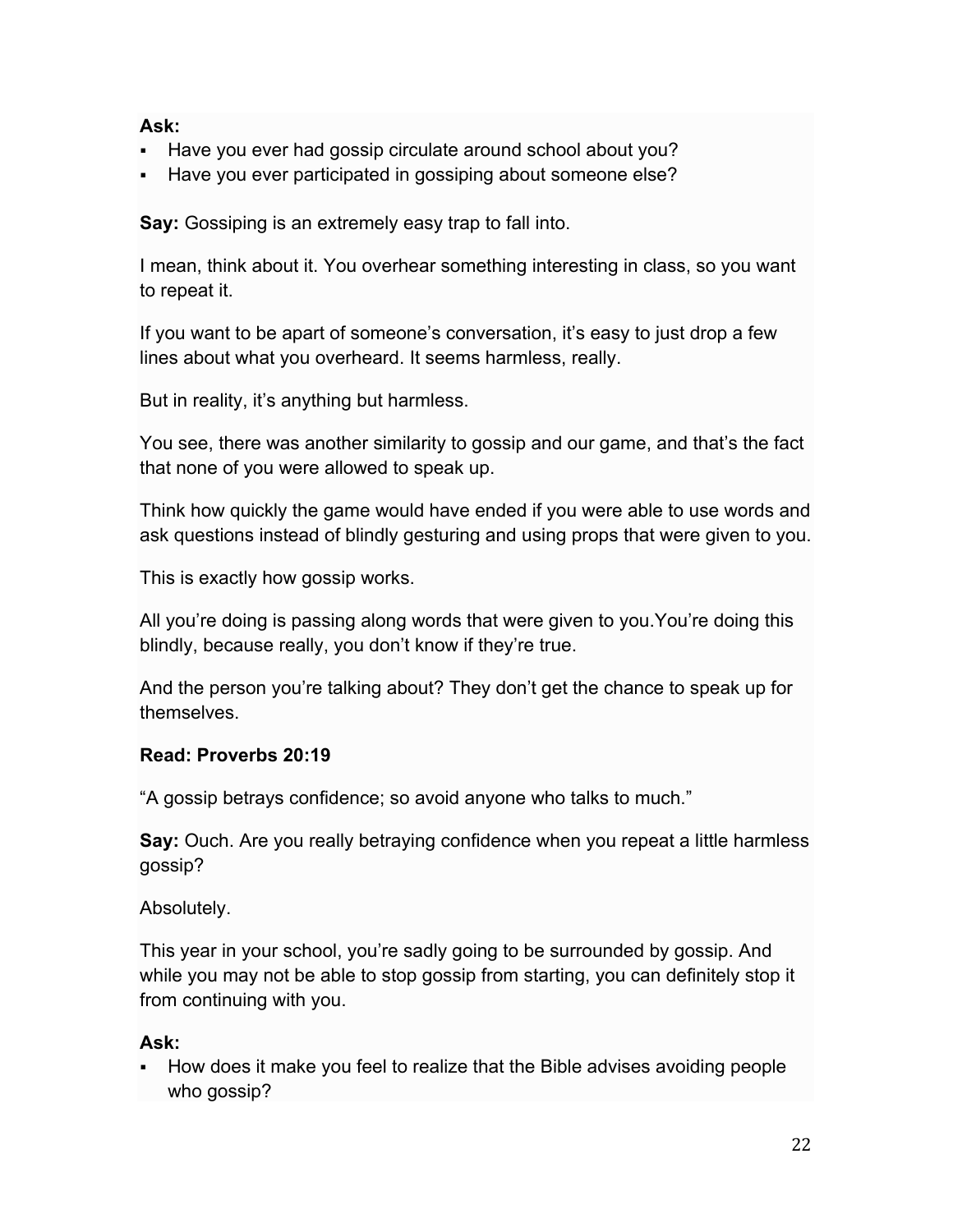**Ask:**

- Have you ever had gossip circulate around school about you?
- Have you ever participated in gossiping about someone else?

**Say:** Gossiping is an extremely easy trap to fall into.

I mean, think about it. You overhear something interesting in class, so you want to repeat it.

If you want to be apart of someone's conversation, it's easy to just drop a few lines about what you overheard. It seems harmless, really.

But in reality, it's anything but harmless.

You see, there was another similarity to gossip and our game, and that's the fact that none of you were allowed to speak up.

Think how quickly the game would have ended if you were able to use words and ask questions instead of blindly gesturing and using props that were given to you.

This is exactly how gossip works.

All you're doing is passing along words that were given to you.You're doing this blindly, because really, you don't know if they're true.

And the person you're talking about? They don't get the chance to speak up for themselves.

**Read: Proverbs 20:19**

"A gossip betrays confidence; so avoid anyone who talks to much."

**Say:** Ouch. Are you really betraying confidence when you repeat a little harmless gossip?

Absolutely.

This year in your school, you're sadly going to be surrounded by gossip. And while you may not be able to stop gossip from starting, you can definitely stop it from continuing with you.

**Ask:**

- How does it make you feel to realize that the Bible advises avoiding people who gossip?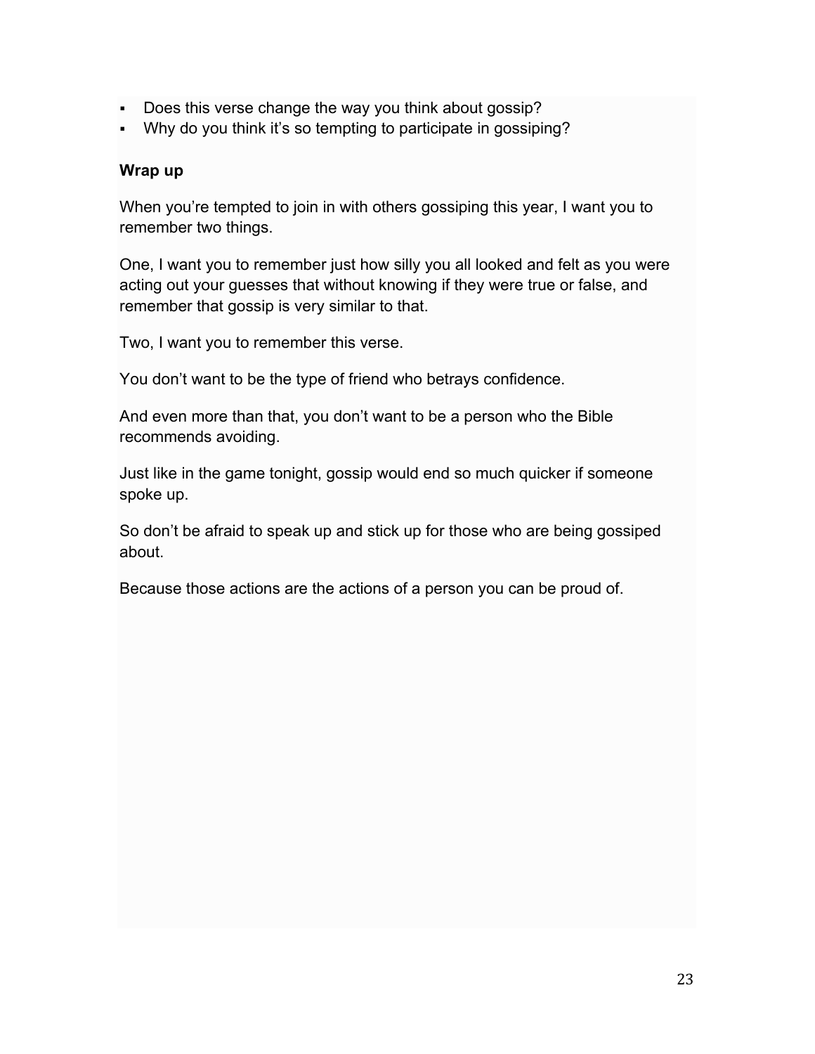- Does this verse change the way you think about gossip?
- Why do you think it's so tempting to participate in gossiping?

**Wrap up**

When you're tempted to join in with others gossiping this year, I want you to remember two things.

One, I want you to remember just how silly you all looked and felt as you were acting out your guesses that without knowing if they were true or false, and remember that gossip is very similar to that.

Two, I want you to remember this verse.

You don't want to be the type of friend who betrays confidence.

And even more than that, you don't want to be a person who the Bible recommends avoiding.

Just like in the game tonight, gossip would end so much quicker if someone spoke up.

So don't be afraid to speak up and stick up for those who are being gossiped about.

Because those actions are the actions of a person you can be proud of.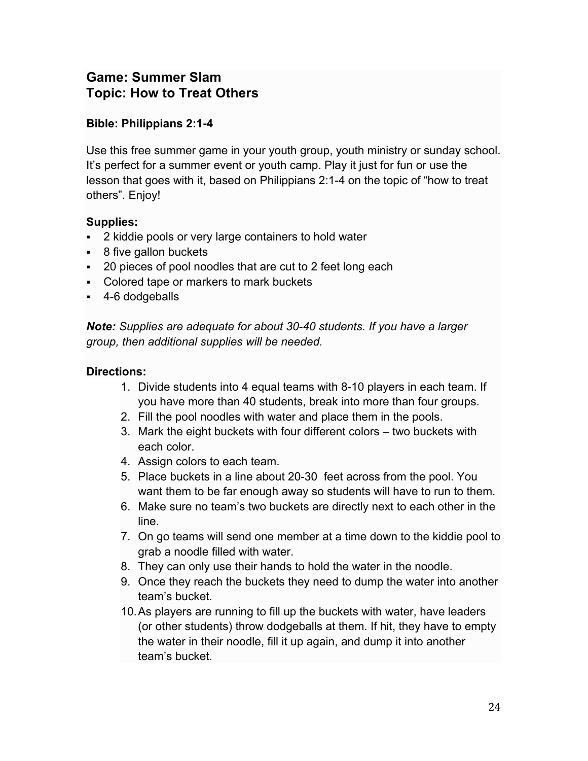## Game: Summer Slam
## Topic: How to Treat Others

**Bible: Philippians 2:1-4**

Use this free summer game in your youth group, youth ministry or sunday school. It's perfect for a summer event or youth camp. Play it just for fun or use the lesson that goes with it, based on Philippians 2:1-4 on the topic of "how to treat others". Enjoy!

**Supplies:**

- 2 kiddie pools or very large containers to hold water
- 8 five gallon buckets
- 20 pieces of pool noodles that are cut to 2 feet long each
- Colored tape or markers to mark buckets
- 4-6 dodgeballs

***Note:*** *Supplies are adequate for about 30-40 students. If you have a larger group, then additional supplies will be needed.*

**Directions:**

1. Divide students into 4 equal teams with 8-10 players in each team. If you have more than 40 students, break into more than four groups.
2. Fill the pool noodles with water and place them in the pools.
3. Mark the eight buckets with four different colors – two buckets with each color.
4. Assign colors to each team.
5. Place buckets in a line about 20-30 feet across from the pool. You want them to be far enough away so students will have to run to them.
6. Make sure no team's two buckets are directly next to each other in the line.
7. On go teams will send one member at a time down to the kiddie pool to grab a noodle filled with water.
8. They can only use their hands to hold the water in the noodle.
9. Once they reach the buckets they need to dump the water into another team's bucket.
10. As players are running to fill up the buckets with water, have leaders (or other students) throw dodgeballs at them. If hit, they have to empty the water in their noodle, fill it up again, and dump it into another team's bucket.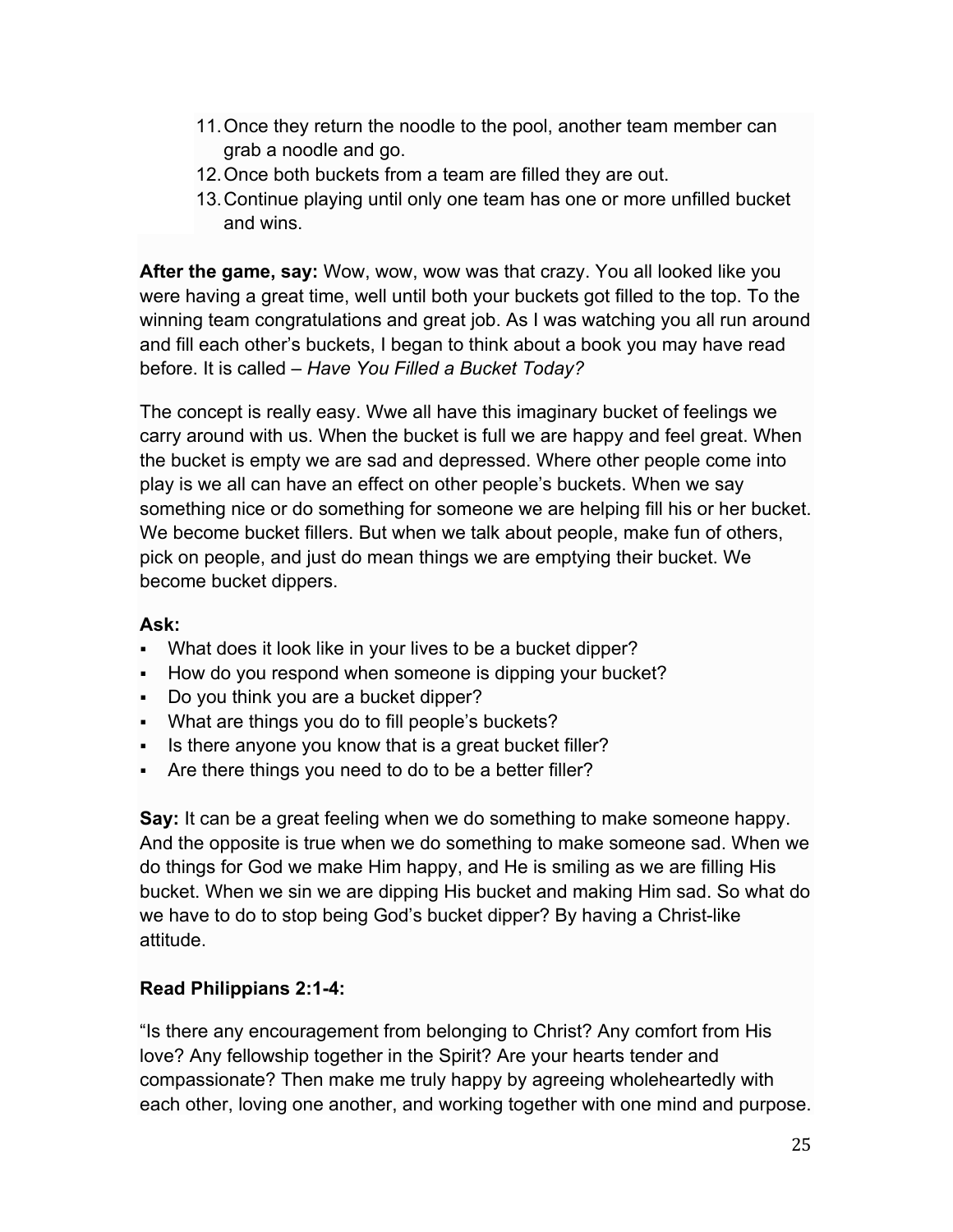11. Once they return the noodle to the pool, another team member can grab a noodle and go.
12. Once both buckets from a team are filled they are out.
13. Continue playing until only one team has one or more unfilled bucket and wins.

**After the game, say:** Wow, wow, wow was that crazy. You all looked like you were having a great time, well until both your buckets got filled to the top. To the winning team congratulations and great job. As I was watching you all run around and fill each other's buckets, I began to think about a book you may have read before. It is called – *Have You Filled a Bucket Today?*

The concept is really easy. Wwe all have this imaginary bucket of feelings we carry around with us. When the bucket is full we are happy and feel great. When the bucket is empty we are sad and depressed. Where other people come into play is we all can have an effect on other people's buckets. When we say something nice or do something for someone we are helping fill his or her bucket. We become bucket fillers. But when we talk about people, make fun of others, pick on people, and just do mean things we are emptying their bucket. We become bucket dippers.

**Ask:**

- What does it look like in your lives to be a bucket dipper?
- How do you respond when someone is dipping your bucket?
- Do you think you are a bucket dipper?
- What are things you do to fill people's buckets?
- Is there anyone you know that is a great bucket filler?
- Are there things you need to do to be a better filler?

**Say:** It can be a great feeling when we do something to make someone happy. And the opposite is true when we do something to make someone sad. When we do things for God we make Him happy, and He is smiling as we are filling His bucket. When we sin we are dipping His bucket and making Him sad. So what do we have to do to stop being God's bucket dipper? By having a Christ-like attitude.

**Read Philippians 2:1-4:**

"Is there any encouragement from belonging to Christ? Any comfort from His love? Any fellowship together in the Spirit? Are your hearts tender and compassionate? Then make me truly happy by agreeing wholeheartedly with each other, loving one another, and working together with one mind and purpose.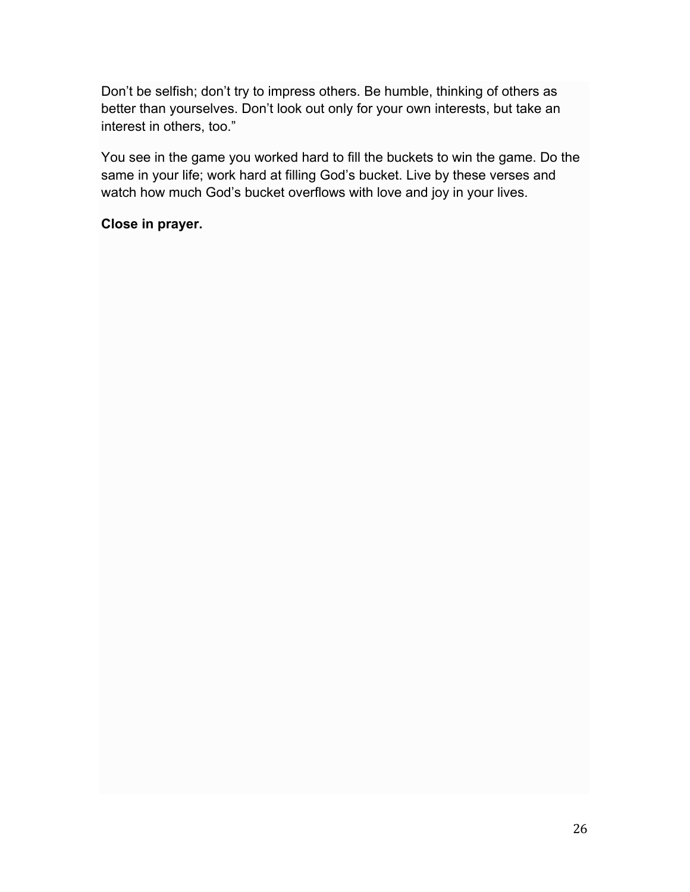Don't be selfish; don't try to impress others. Be humble, thinking of others as better than yourselves. Don't look out only for your own interests, but take an interest in others, too."

You see in the game you worked hard to fill the buckets to win the game. Do the same in your life; work hard at filling God's bucket. Live by these verses and watch how much God's bucket overflows with love and joy in your lives.

**Close in prayer.**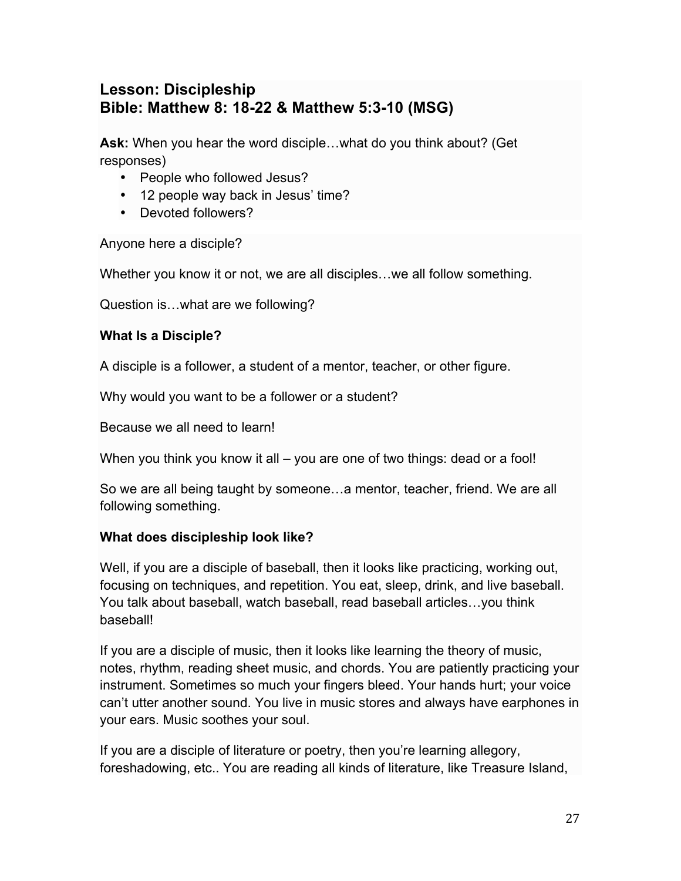## Lesson: Discipleship
## Bible: Matthew 8: 18-22 & Matthew 5:3-10 (MSG)

**Ask:** When you hear the word disciple…what do you think about? (Get responses)

- People who followed Jesus?
- 12 people way back in Jesus' time?
- Devoted followers?

Anyone here a disciple?

Whether you know it or not, we are all disciples…we all follow something.

Question is…what are we following?

**What Is a Disciple?**

A disciple is a follower, a student of a mentor, teacher, or other figure.

Why would you want to be a follower or a student?

Because we all need to learn!

When you think you know it all – you are one of two things: dead or a fool!

So we are all being taught by someone…a mentor, teacher, friend. We are all following something.

**What does discipleship look like?**

Well, if you are a disciple of baseball, then it looks like practicing, working out, focusing on techniques, and repetition. You eat, sleep, drink, and live baseball. You talk about baseball, watch baseball, read baseball articles…you think baseball!

If you are a disciple of music, then it looks like learning the theory of music, notes, rhythm, reading sheet music, and chords. You are patiently practicing your instrument. Sometimes so much your fingers bleed. Your hands hurt; your voice can't utter another sound. You live in music stores and always have earphones in your ears. Music soothes your soul.

If you are a disciple of literature or poetry, then you're learning allegory, foreshadowing, etc.. You are reading all kinds of literature, like Treasure Island,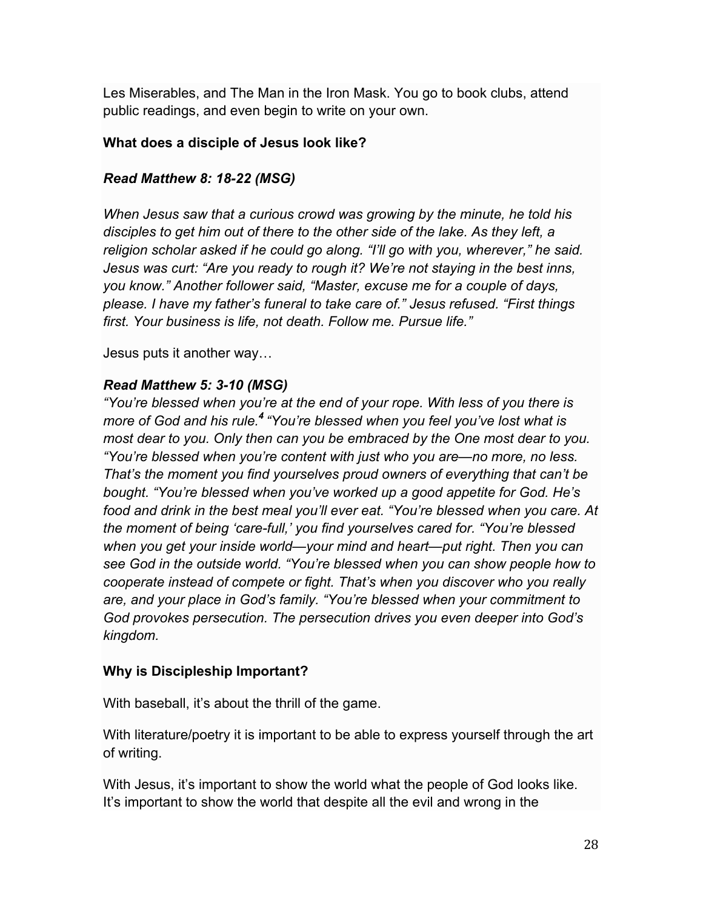Les Miserables, and The Man in the Iron Mask. You go to book clubs, attend public readings, and even begin to write on your own.

**What does a disciple of Jesus look like?**

***Read Matthew 8: 18-22 (MSG)***

*When Jesus saw that a curious crowd was growing by the minute, he told his disciples to get him out of there to the other side of the lake. As they left, a religion scholar asked if he could go along. "I'll go with you, wherever," he said. Jesus was curt: "Are you ready to rough it? We're not staying in the best inns, you know." Another follower said, "Master, excuse me for a couple of days, please. I have my father's funeral to take care of." Jesus refused. "First things first. Your business is life, not death. Follow me. Pursue life."*

Jesus puts it another way…

***Read Matthew 5: 3-10 (MSG)***

*"You're blessed when you're at the end of your rope. With less of you there is more of God and his rule.[4] "You're blessed when you feel you've lost what is most dear to you. Only then can you be embraced by the One most dear to you. "You're blessed when you're content with just who you are—no more, no less. That's the moment you find yourselves proud owners of everything that can't be bought. "You're blessed when you've worked up a good appetite for God. He's food and drink in the best meal you'll ever eat. "You're blessed when you care. At the moment of being 'care-full,' you find yourselves cared for. "You're blessed when you get your inside world—your mind and heart—put right. Then you can see God in the outside world. "You're blessed when you can show people how to cooperate instead of compete or fight. That's when you discover who you really are, and your place in God's family. "You're blessed when your commitment to God provokes persecution. The persecution drives you even deeper into God's kingdom.*

**Why is Discipleship Important?**

With baseball, it's about the thrill of the game.

With literature/poetry it is important to be able to express yourself through the art of writing.

With Jesus, it's important to show the world what the people of God looks like. It's important to show the world that despite all the evil and wrong in the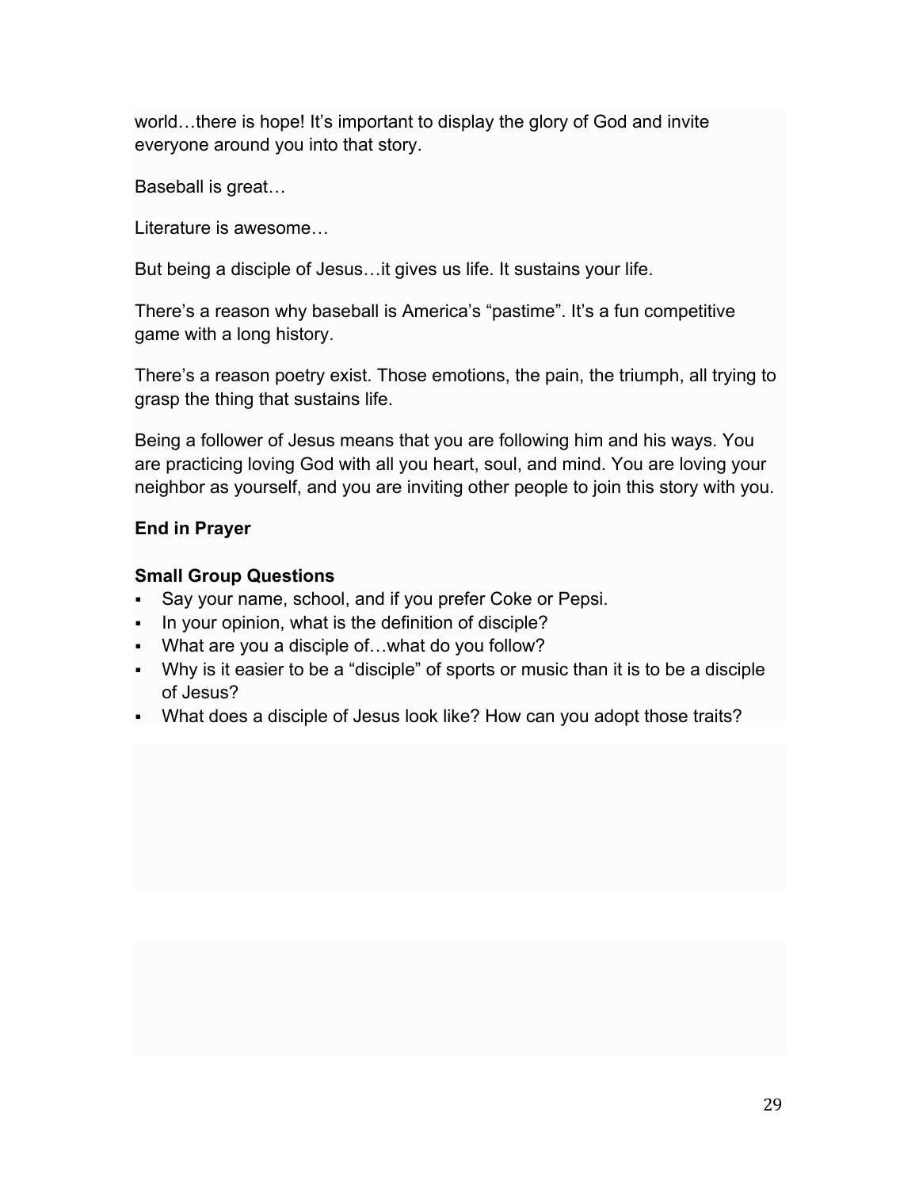world…there is hope! It's important to display the glory of God and invite everyone around you into that story.

Baseball is great…

Literature is awesome…

But being a disciple of Jesus…it gives us life. It sustains your life.

There's a reason why baseball is America's "pastime". It's a fun competitive game with a long history.

There's a reason poetry exist. Those emotions, the pain, the triumph, all trying to grasp the thing that sustains life.

Being a follower of Jesus means that you are following him and his ways. You are practicing loving God with all you heart, soul, and mind. You are loving your neighbor as yourself, and you are inviting other people to join this story with you.

**End in Prayer**

**Small Group Questions**

- Say your name, school, and if you prefer Coke or Pepsi.
- In your opinion, what is the definition of disciple?
- What are you a disciple of…what do you follow?
- Why is it easier to be a "disciple" of sports or music than it is to be a disciple of Jesus?
- What does a disciple of Jesus look like? How can you adopt those traits?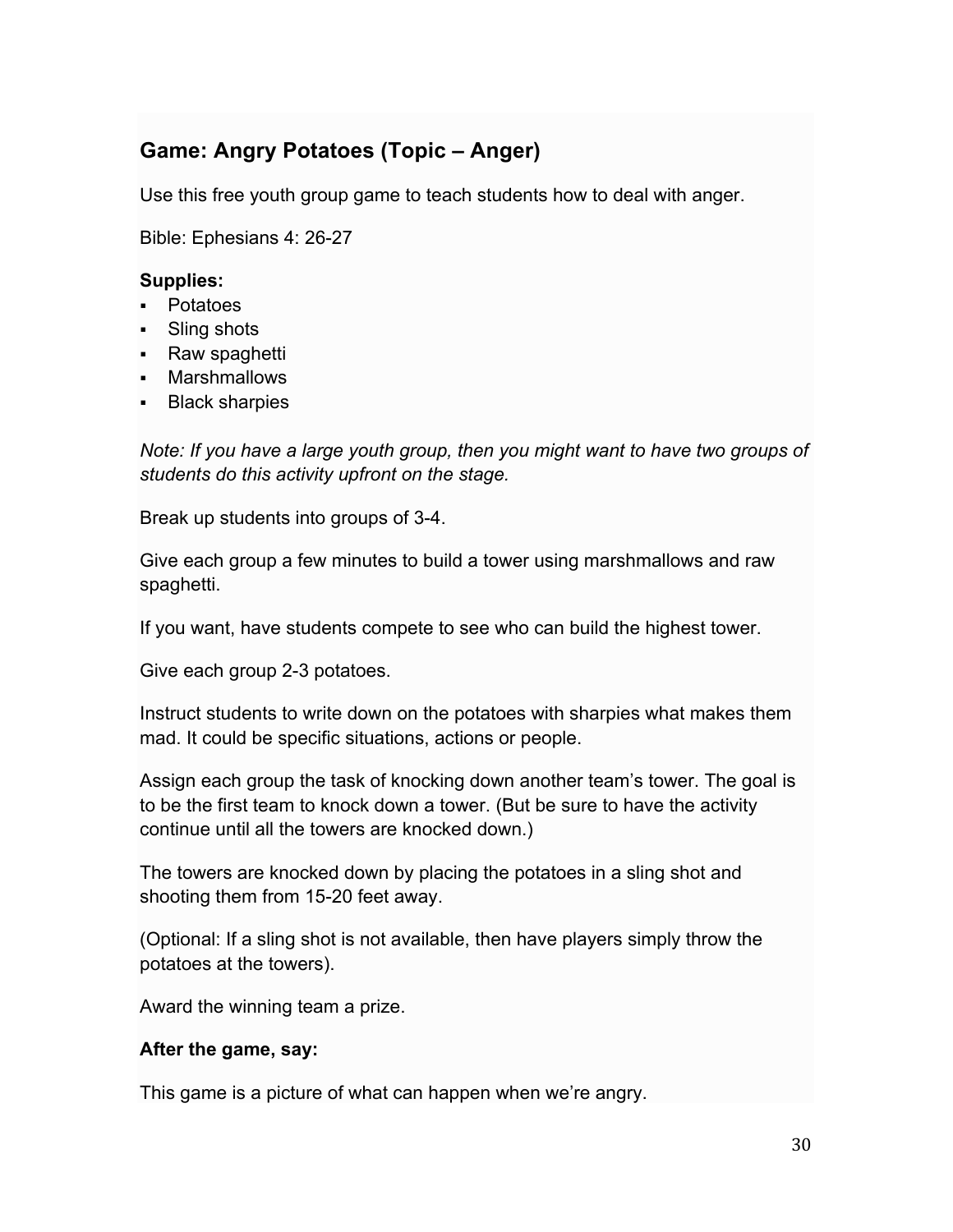## Game: Angry Potatoes (Topic – Anger)

Use this free youth group game to teach students how to deal with anger.

Bible: Ephesians 4: 26-27

**Supplies:**

- Potatoes
- Sling shots
- Raw spaghetti
- Marshmallows
- Black sharpies

*Note: If you have a large youth group, then you might want to have two groups of students do this activity upfront on the stage.*

Break up students into groups of 3-4.

Give each group a few minutes to build a tower using marshmallows and raw spaghetti.

If you want, have students compete to see who can build the highest tower.

Give each group 2-3 potatoes.

Instruct students to write down on the potatoes with sharpies what makes them mad. It could be specific situations, actions or people.

Assign each group the task of knocking down another team's tower. The goal is to be the first team to knock down a tower. (But be sure to have the activity continue until all the towers are knocked down.)

The towers are knocked down by placing the potatoes in a sling shot and shooting them from 15-20 feet away.

(Optional: If a sling shot is not available, then have players simply throw the potatoes at the towers).

Award the winning team a prize.

**After the game, say:**

This game is a picture of what can happen when we're angry.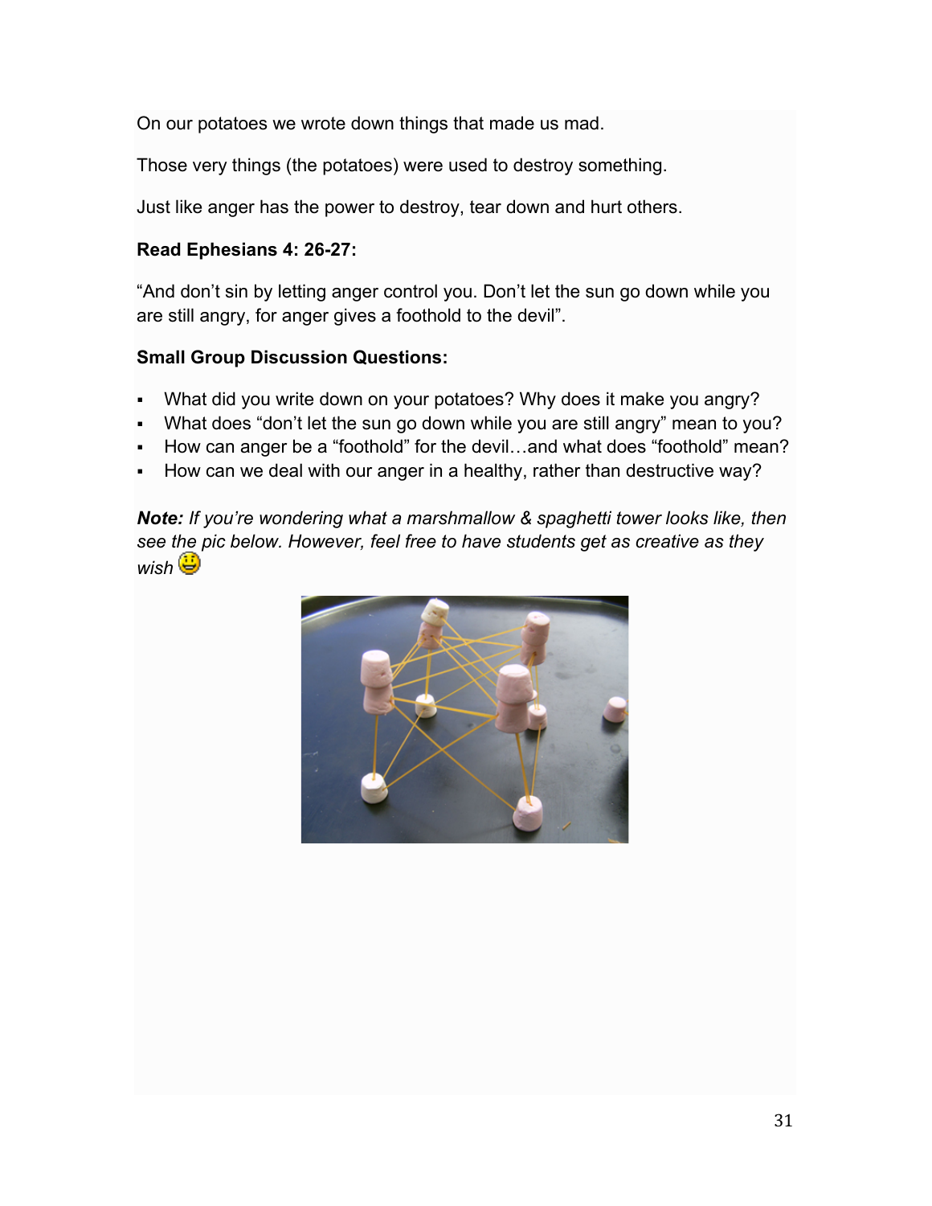On our potatoes we wrote down things that made us mad.

Those very things (the potatoes) were used to destroy something.

Just like anger has the power to destroy, tear down and hurt others.

**Read Ephesians 4: 26-27:**

“And don’t sin by letting anger control you. Don’t let the sun go down while you are still angry, for anger gives a foothold to the devil”.

**Small Group Discussion Questions:**

- What did you write down on your potatoes? Why does it make you angry?
- What does “don’t let the sun go down while you are still angry” mean to you?
- How can anger be a “foothold” for the devil…and what does “foothold” mean?
- How can we deal with our anger in a healthy, rather than destructive way?

***Note:*** *If you’re wondering what a marshmallow & spaghetti tower looks like, then see the pic below. However, feel free to have students get as creative as they wish* 😃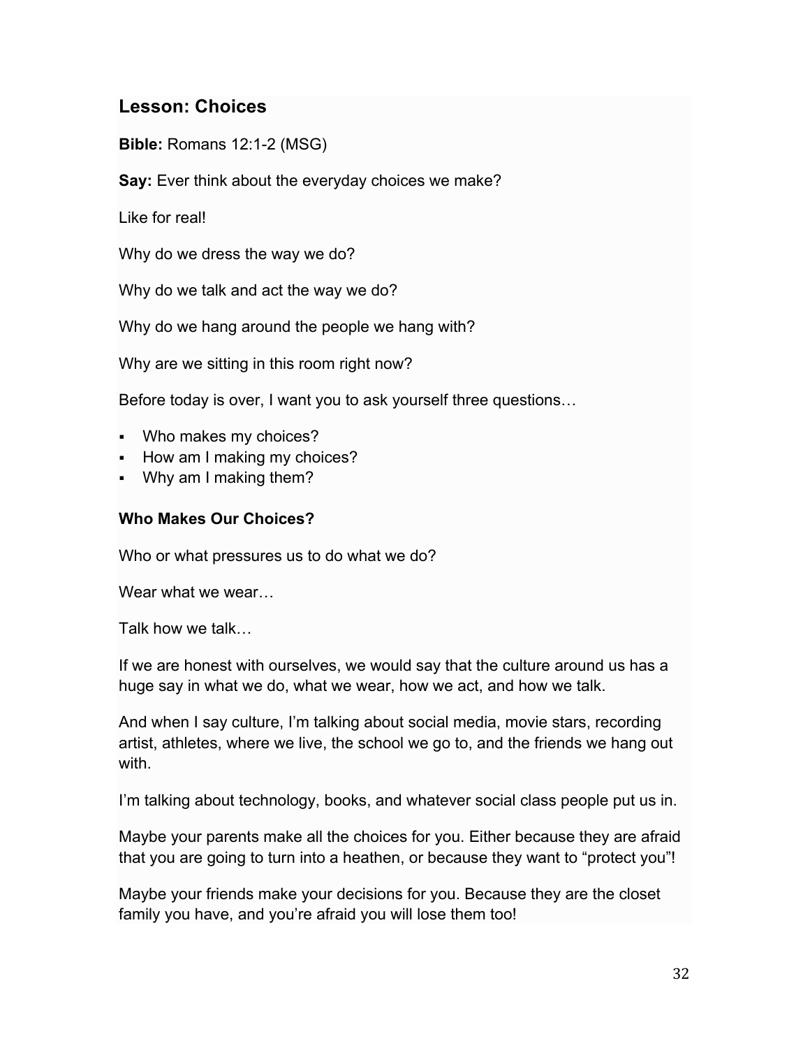## Lesson: Choices

**Bible:** Romans 12:1-2 (MSG)

**Say:** Ever think about the everyday choices we make?

Like for real!

Why do we dress the way we do?

Why do we talk and act the way we do?

Why do we hang around the people we hang with?

Why are we sitting in this room right now?

Before today is over, I want you to ask yourself three questions…

- Who makes my choices?
- How am I making my choices?
- Why am I making them?

**Who Makes Our Choices?**

Who or what pressures us to do what we do?

Wear what we wear…

Talk how we talk…

If we are honest with ourselves, we would say that the culture around us has a huge say in what we do, what we wear, how we act, and how we talk.

And when I say culture, I'm talking about social media, movie stars, recording artist, athletes, where we live, the school we go to, and the friends we hang out with.

I'm talking about technology, books, and whatever social class people put us in.

Maybe your parents make all the choices for you. Either because they are afraid that you are going to turn into a heathen, or because they want to "protect you"!

Maybe your friends make your decisions for you. Because they are the closet family you have, and you're afraid you will lose them too!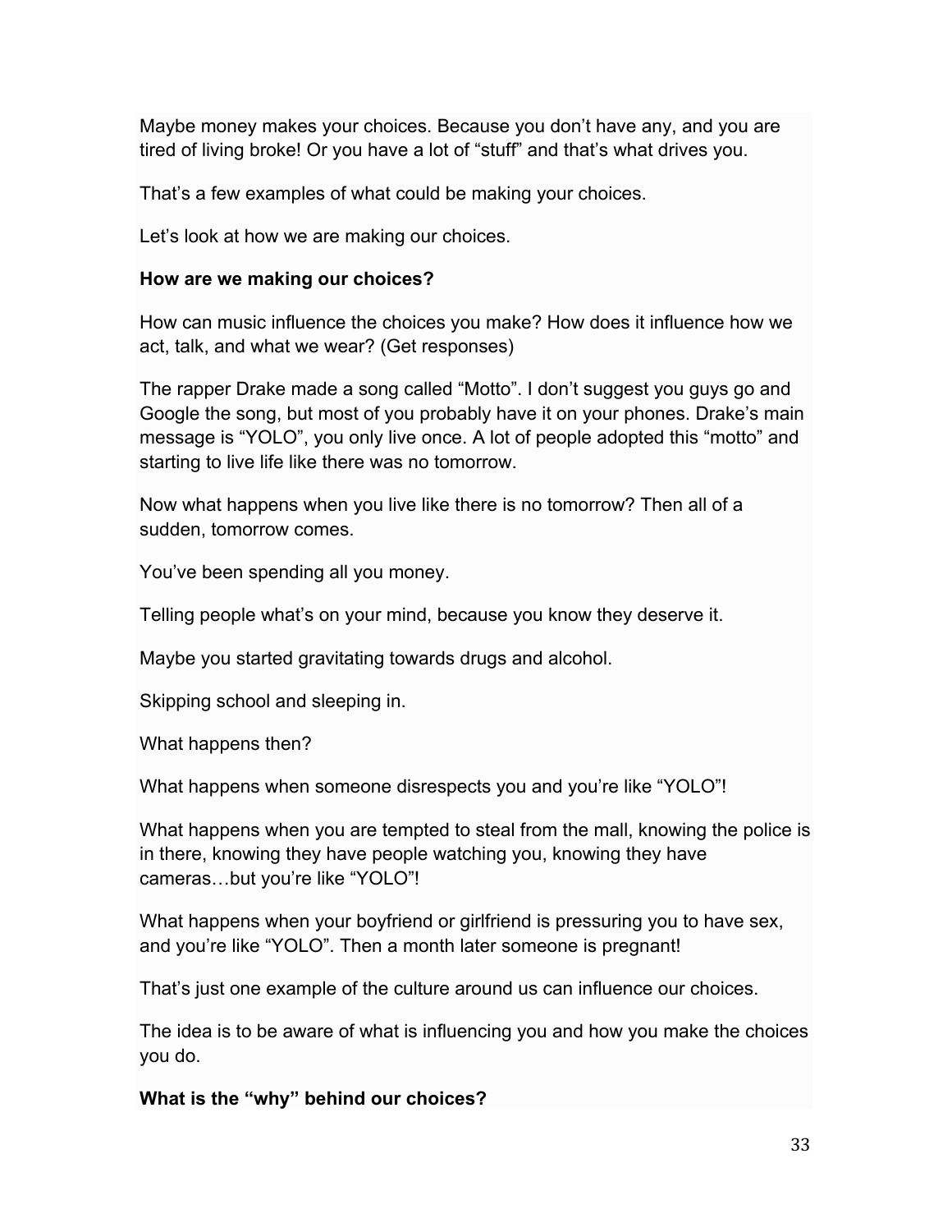Maybe money makes your choices. Because you don't have any, and you are tired of living broke! Or you have a lot of "stuff" and that's what drives you.

That's a few examples of what could be making your choices.

Let's look at how we are making our choices.

**How are we making our choices?**

How can music influence the choices you make? How does it influence how we act, talk, and what we wear? (Get responses)

The rapper Drake made a song called "Motto". I don't suggest you guys go and Google the song, but most of you probably have it on your phones. Drake's main message is "YOLO", you only live once. A lot of people adopted this "motto" and starting to live life like there was no tomorrow.

Now what happens when you live like there is no tomorrow? Then all of a sudden, tomorrow comes.

You've been spending all you money.

Telling people what's on your mind, because you know they deserve it.

Maybe you started gravitating towards drugs and alcohol.

Skipping school and sleeping in.

What happens then?

What happens when someone disrespects you and you're like "YOLO"!

What happens when you are tempted to steal from the mall, knowing the police is in there, knowing they have people watching you, knowing they have cameras…but you're like "YOLO"!

What happens when your boyfriend or girlfriend is pressuring you to have sex, and you're like "YOLO". Then a month later someone is pregnant!

That's just one example of the culture around us can influence our choices.

The idea is to be aware of what is influencing you and how you make the choices you do.

**What is the "why" behind our choices?**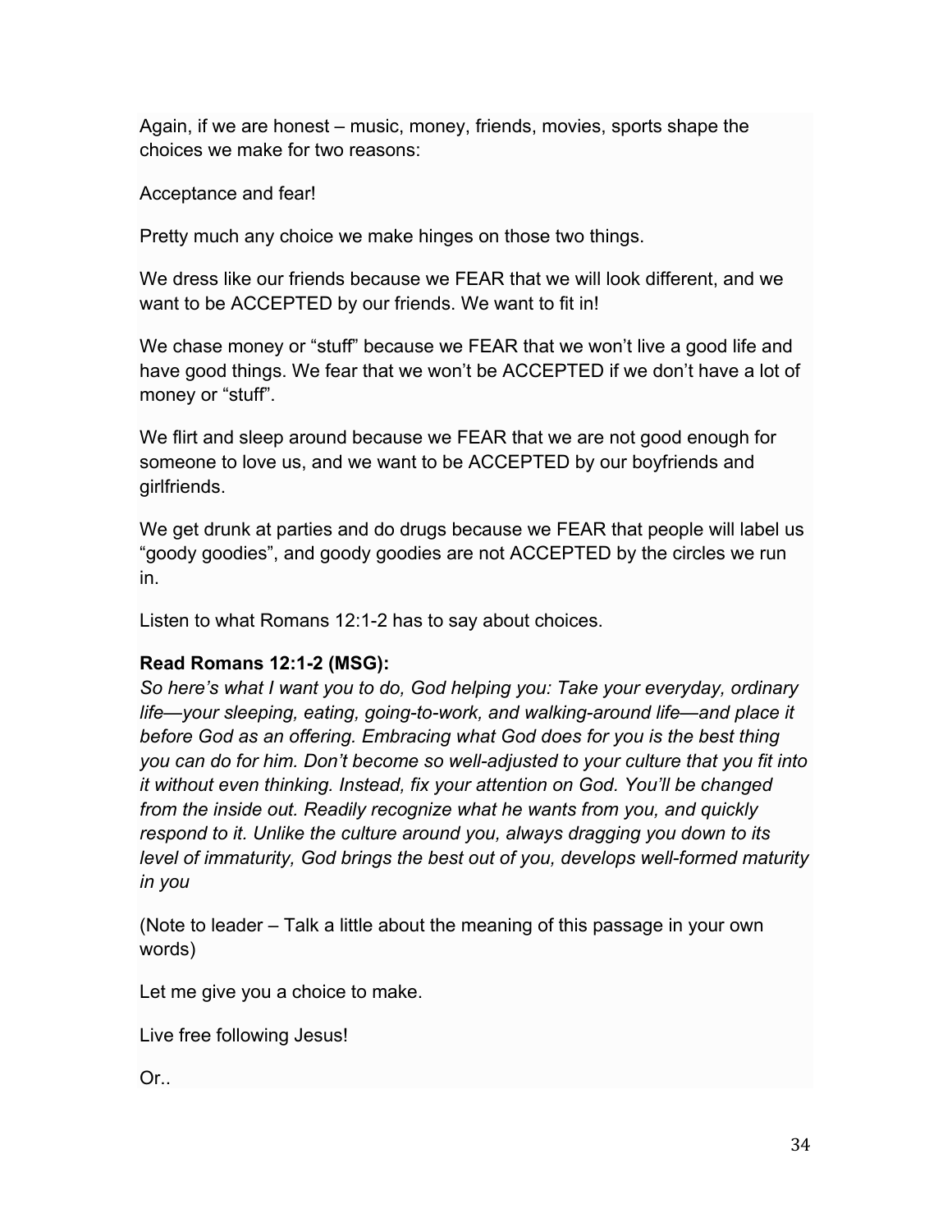Again, if we are honest – music, money, friends, movies, sports shape the choices we make for two reasons:

Acceptance and fear!

Pretty much any choice we make hinges on those two things.

We dress like our friends because we FEAR that we will look different, and we want to be ACCEPTED by our friends. We want to fit in!

We chase money or "stuff" because we FEAR that we won't live a good life and have good things. We fear that we won't be ACCEPTED if we don't have a lot of money or "stuff".

We flirt and sleep around because we FEAR that we are not good enough for someone to love us, and we want to be ACCEPTED by our boyfriends and girlfriends.

We get drunk at parties and do drugs because we FEAR that people will label us "goody goodies", and goody goodies are not ACCEPTED by the circles we run in.

Listen to what Romans 12:1-2 has to say about choices.

**Read Romans 12:1-2 (MSG):**
*So here's what I want you to do, God helping you: Take your everyday, ordinary life—your sleeping, eating, going-to-work, and walking-around life—and place it before God as an offering. Embracing what God does for you is the best thing you can do for him. Don't become so well-adjusted to your culture that you fit into it without even thinking. Instead, fix your attention on God. You'll be changed from the inside out. Readily recognize what he wants from you, and quickly respond to it. Unlike the culture around you, always dragging you down to its level of immaturity, God brings the best out of you, develops well-formed maturity in you*

(Note to leader – Talk a little about the meaning of this passage in your own words)

Let me give you a choice to make.

Live free following Jesus!

Or..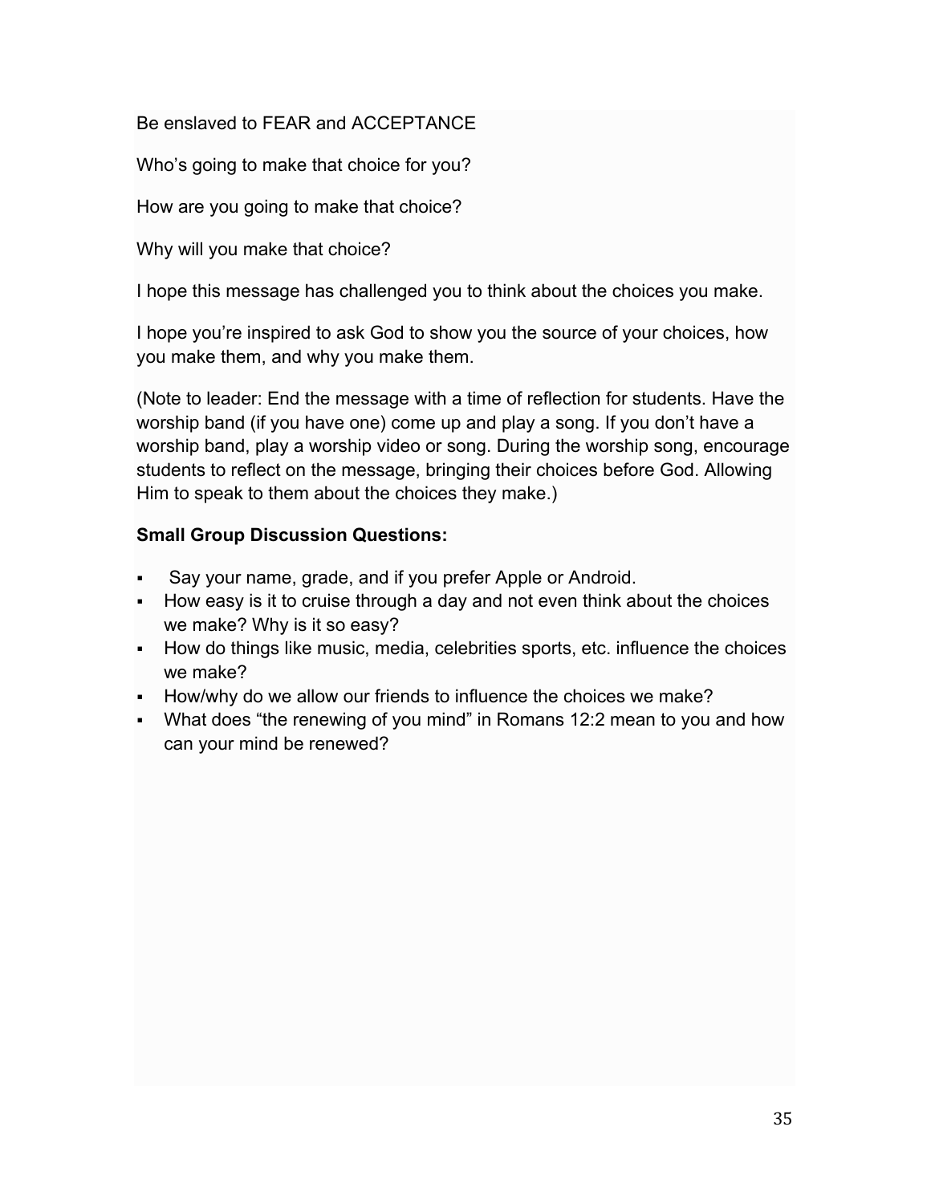Be enslaved to FEAR and ACCEPTANCE

Who’s going to make that choice for you?

How are you going to make that choice?

Why will you make that choice?

I hope this message has challenged you to think about the choices you make.

I hope you’re inspired to ask God to show you the source of your choices, how you make them, and why you make them.

(Note to leader: End the message with a time of reflection for students. Have the worship band (if you have one) come up and play a song. If you don’t have a worship band, play a worship video or song. During the worship song, encourage students to reflect on the message, bringing their choices before God. Allowing Him to speak to them about the choices they make.)

**Small Group Discussion Questions:**

- Say your name, grade, and if you prefer Apple or Android.
- How easy is it to cruise through a day and not even think about the choices we make? Why is it so easy?
- How do things like music, media, celebrities sports, etc. influence the choices we make?
- How/why do we allow our friends to influence the choices we make?
- What does “the renewing of you mind” in Romans 12:2 mean to you and how can your mind be renewed?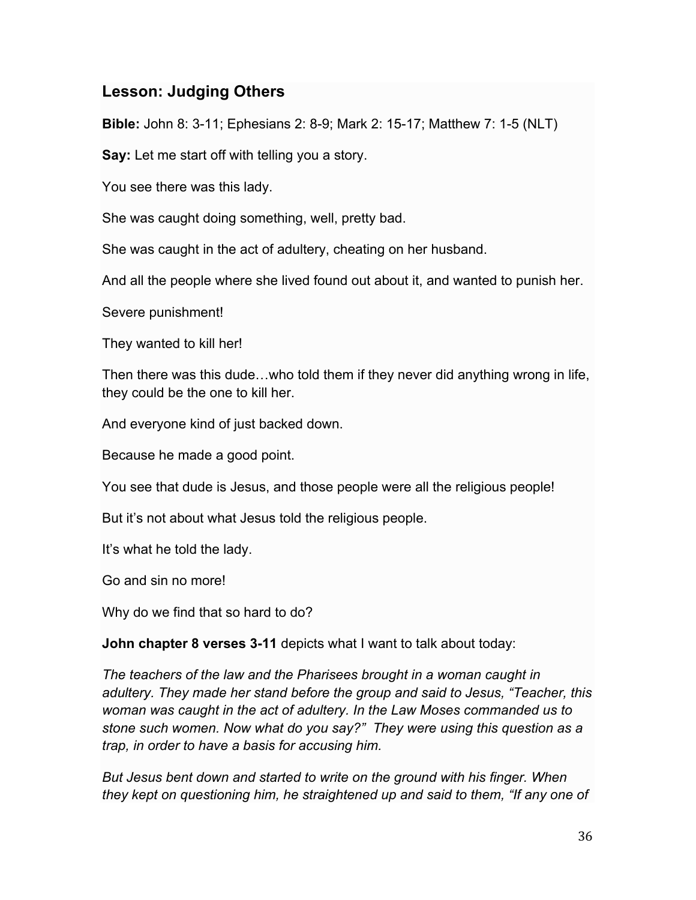## Lesson: Judging Others

**Bible:** John 8: 3-11; Ephesians 2: 8-9; Mark 2: 15-17; Matthew 7: 1-5 (NLT)

**Say:** Let me start off with telling you a story.

You see there was this lady.

She was caught doing something, well, pretty bad.

She was caught in the act of adultery, cheating on her husband.

And all the people where she lived found out about it, and wanted to punish her.

Severe punishment!

They wanted to kill her!

Then there was this dude…who told them if they never did anything wrong in life, they could be the one to kill her.

And everyone kind of just backed down.

Because he made a good point.

You see that dude is Jesus, and those people were all the religious people!

But it's not about what Jesus told the religious people.

It's what he told the lady.

Go and sin no more!

Why do we find that so hard to do?

**John chapter 8 verses 3-11** depicts what I want to talk about today:

*The teachers of the law and the Pharisees brought in a woman caught in adultery. They made her stand before the group and said to Jesus, "Teacher, this woman was caught in the act of adultery. In the Law Moses commanded us to stone such women. Now what do you say?" They were using this question as a trap, in order to have a basis for accusing him.*

*But Jesus bent down and started to write on the ground with his finger. When they kept on questioning him, he straightened up and said to them, "If any one of*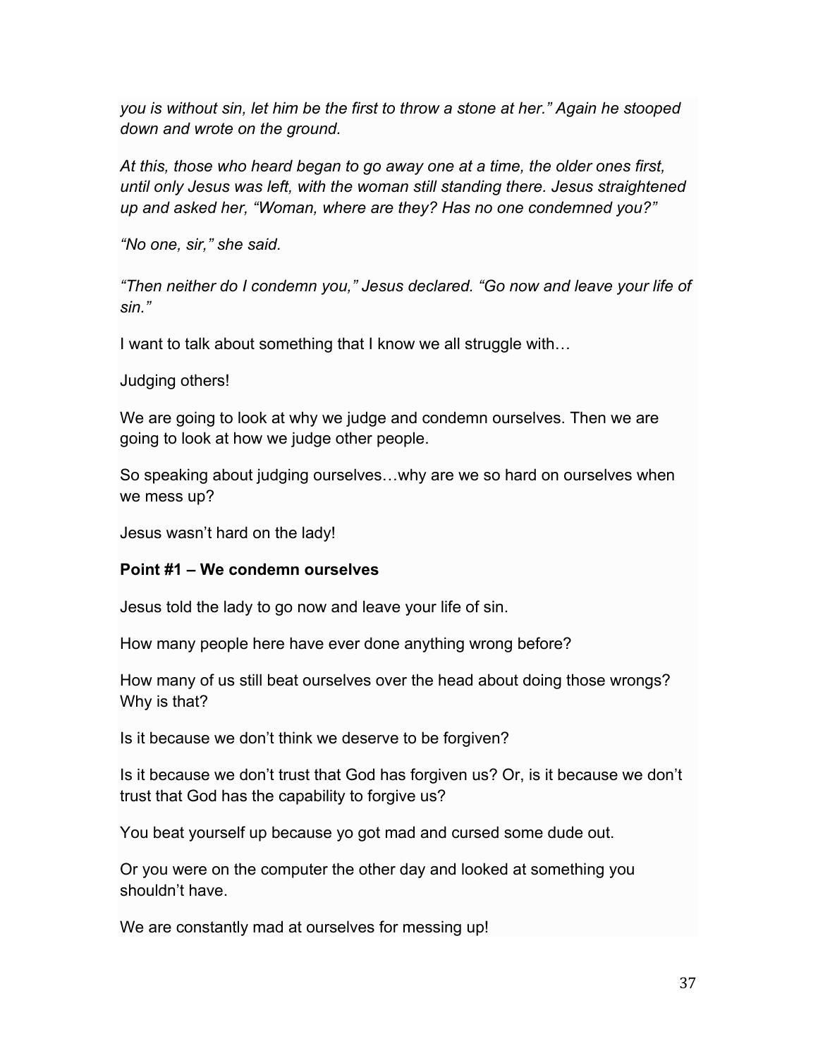*you is without sin, let him be the first to throw a stone at her." Again he stooped down and wrote on the ground.*

*At this, those who heard began to go away one at a time, the older ones first, until only Jesus was left, with the woman still standing there. Jesus straightened up and asked her, "Woman, where are they? Has no one condemned you?"*

*"No one, sir," she said.*

*"Then neither do I condemn you," Jesus declared. "Go now and leave your life of sin."*

I want to talk about something that I know we all struggle with…

Judging others!

We are going to look at why we judge and condemn ourselves. Then we are going to look at how we judge other people.

So speaking about judging ourselves…why are we so hard on ourselves when we mess up?

Jesus wasn't hard on the lady!

**Point #1 – We condemn ourselves**

Jesus told the lady to go now and leave your life of sin.

How many people here have ever done anything wrong before?

How many of us still beat ourselves over the head about doing those wrongs? Why is that?

Is it because we don't think we deserve to be forgiven?

Is it because we don't trust that God has forgiven us? Or, is it because we don't trust that God has the capability to forgive us?

You beat yourself up because yo got mad and cursed some dude out.

Or you were on the computer the other day and looked at something you shouldn't have.

We are constantly mad at ourselves for messing up!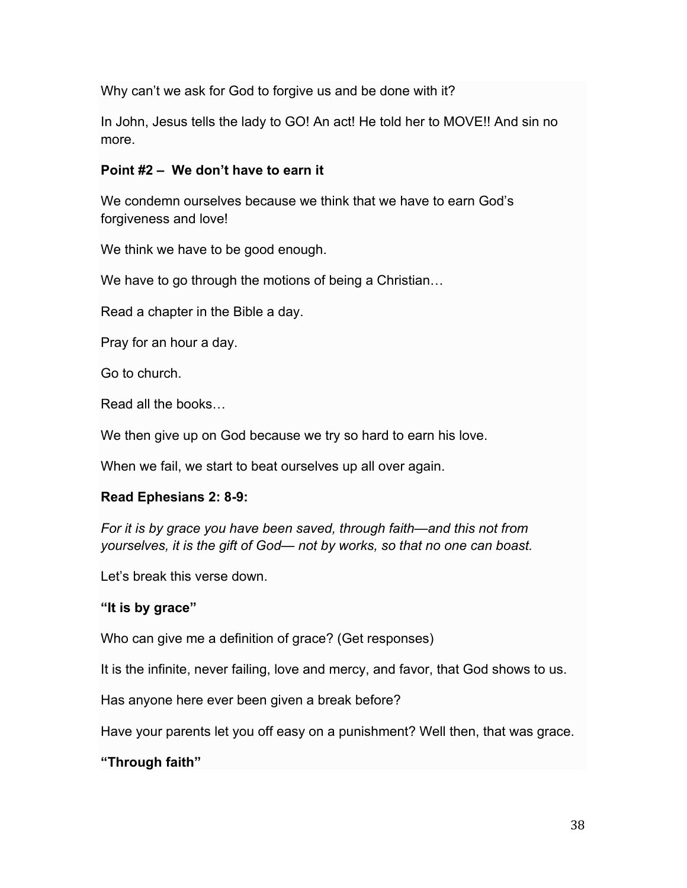Why can't we ask for God to forgive us and be done with it?

In John, Jesus tells the lady to GO! An act! He told her to MOVE!! And sin no more.

**Point #2 – We don't have to earn it**

We condemn ourselves because we think that we have to earn God's forgiveness and love!

We think we have to be good enough.

We have to go through the motions of being a Christian…

Read a chapter in the Bible a day.

Pray for an hour a day.

Go to church.

Read all the books…

We then give up on God because we try so hard to earn his love.

When we fail, we start to beat ourselves up all over again.

**Read Ephesians 2: 8-9:**

*For it is by grace you have been saved, through faith—and this not from yourselves, it is the gift of God— not by works, so that no one can boast.*

Let's break this verse down.

**"It is by grace"**

Who can give me a definition of grace? (Get responses)

It is the infinite, never failing, love and mercy, and favor, that God shows to us.

Has anyone here ever been given a break before?

Have your parents let you off easy on a punishment? Well then, that was grace.

**"Through faith"**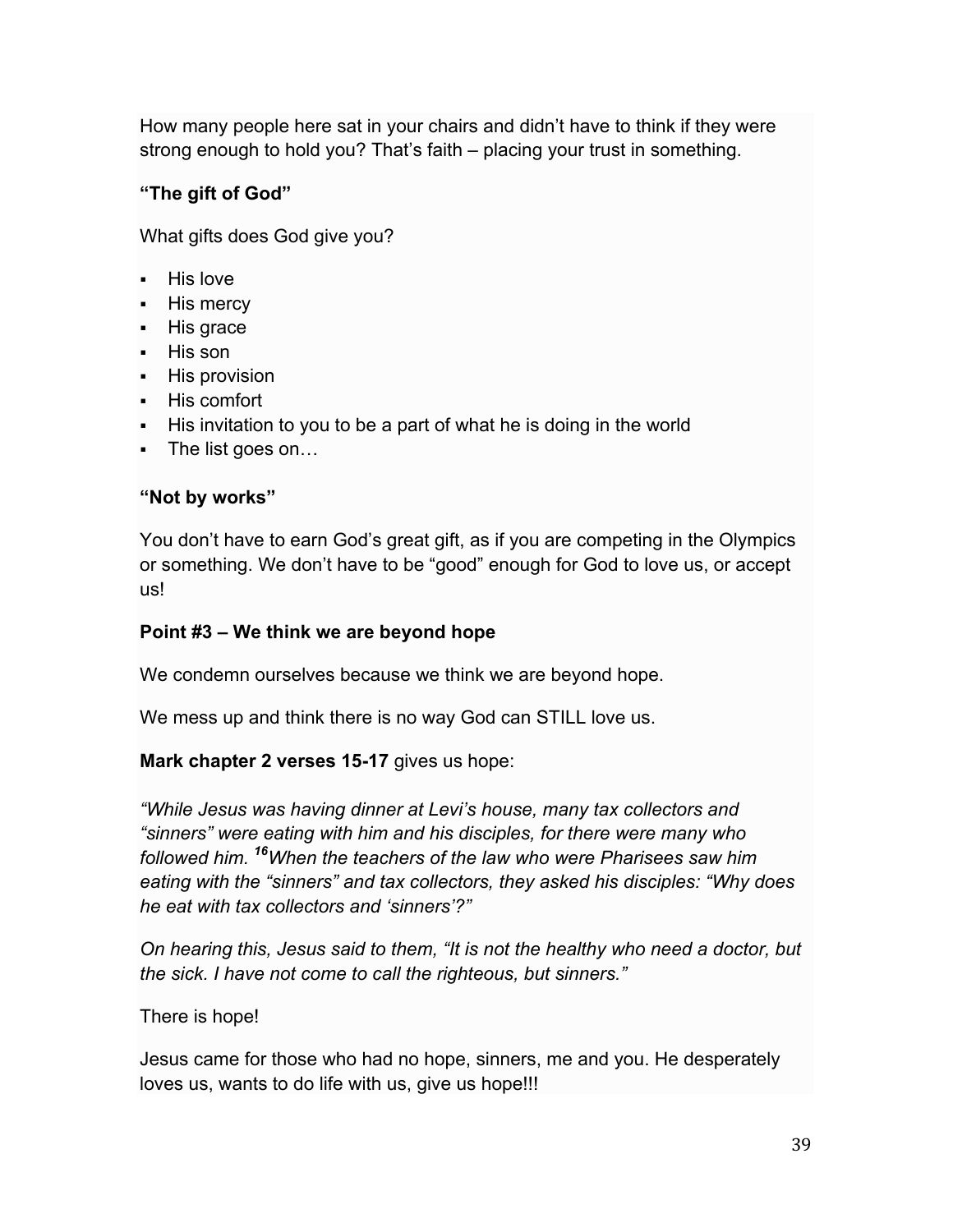How many people here sat in your chairs and didn't have to think if they were strong enough to hold you? That's faith – placing your trust in something.

**"The gift of God"**

What gifts does God give you?

- His love
- His mercy
- His grace
- His son
- His provision
- His comfort
- His invitation to you to be a part of what he is doing in the world
- The list goes on…

**"Not by works"**

You don't have to earn God's great gift, as if you are competing in the Olympics or something. We don't have to be "good" enough for God to love us, or accept us!

**Point #3 – We think we are beyond hope**

We condemn ourselves because we think we are beyond hope.

We mess up and think there is no way God can STILL love us.

**Mark chapter 2 verses 15-17** gives us hope:

*"While Jesus was having dinner at Levi's house, many tax collectors and "sinners" were eating with him and his disciples, for there were many who followed him.* ***16****When the teachers of the law who were Pharisees saw him eating with the "sinners" and tax collectors, they asked his disciples: "Why does he eat with tax collectors and 'sinners'?"*

*On hearing this, Jesus said to them, "It is not the healthy who need a doctor, but the sick. I have not come to call the righteous, but sinners."*

There is hope!

Jesus came for those who had no hope, sinners, me and you. He desperately loves us, wants to do life with us, give us hope!!!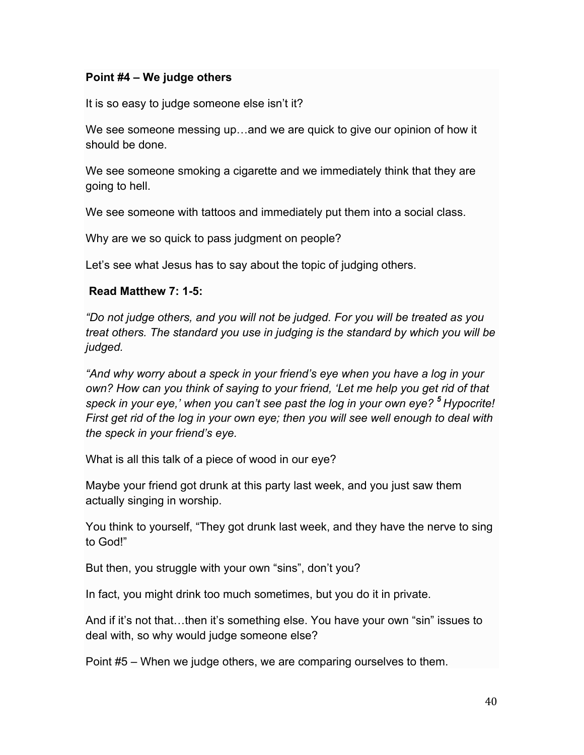**Point #4 – We judge others**

It is so easy to judge someone else isn't it?

We see someone messing up…and we are quick to give our opinion of how it should be done.

We see someone smoking a cigarette and we immediately think that they are going to hell.

We see someone with tattoos and immediately put them into a social class.

Why are we so quick to pass judgment on people?

Let's see what Jesus has to say about the topic of judging others.

**Read Matthew 7: 1-5:**

*"Do not judge others, and you will not be judged. For you will be treated as you treat others. The standard you use in judging is the standard by which you will be judged.*

*"And why worry about a speck in your friend's eye when you have a log in your own? How can you think of saying to your friend, 'Let me help you get rid of that speck in your eye,' when you can't see past the log in your own eye?* ***5*** *Hypocrite! First get rid of the log in your own eye; then you will see well enough to deal with the speck in your friend's eye.*

What is all this talk of a piece of wood in our eye?

Maybe your friend got drunk at this party last week, and you just saw them actually singing in worship.

You think to yourself, "They got drunk last week, and they have the nerve to sing to God!"

But then, you struggle with your own "sins", don't you?

In fact, you might drink too much sometimes, but you do it in private.

And if it's not that…then it's something else. You have your own "sin" issues to deal with, so why would judge someone else?

Point #5 – When we judge others, we are comparing ourselves to them.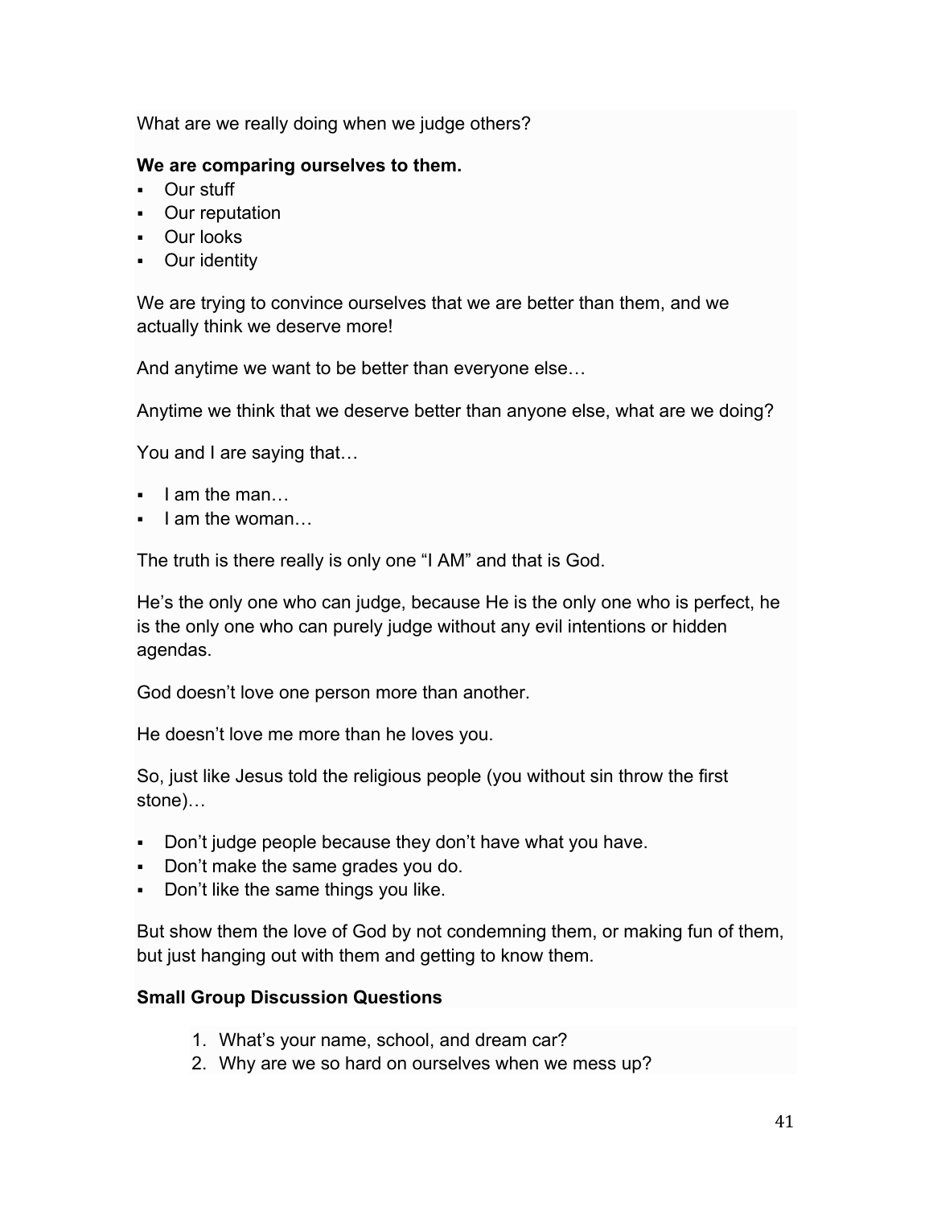What are we really doing when we judge others?

**We are comparing ourselves to them.**

- Our stuff
- Our reputation
- Our looks
- Our identity

We are trying to convince ourselves that we are better than them, and we actually think we deserve more!

And anytime we want to be better than everyone else…

Anytime we think that we deserve better than anyone else, what are we doing?

You and I are saying that…

- I am the man…
- I am the woman…

The truth is there really is only one "I AM" and that is God.

He's the only one who can judge, because He is the only one who is perfect, he is the only one who can purely judge without any evil intentions or hidden agendas.

God doesn't love one person more than another.

He doesn't love me more than he loves you.

So, just like Jesus told the religious people (you without sin throw the first stone)…

- Don't judge people because they don't have what you have.
- Don't make the same grades you do.
- Don't like the same things you like.

But show them the love of God by not condemning them, or making fun of them, but just hanging out with them and getting to know them.

**Small Group Discussion Questions**

1. What's your name, school, and dream car?
2. Why are we so hard on ourselves when we mess up?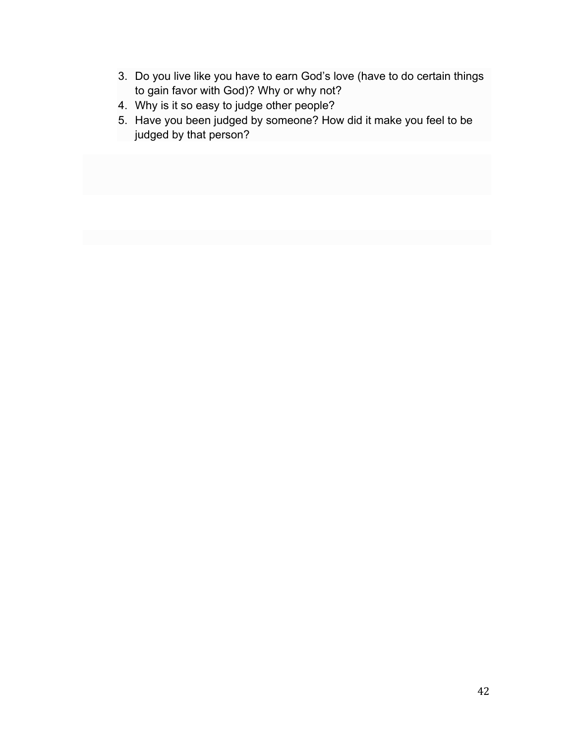3. Do you live like you have to earn God's love (have to do certain things to gain favor with God)? Why or why not?
4. Why is it so easy to judge other people?
5. Have you been judged by someone? How did it make you feel to be judged by that person?